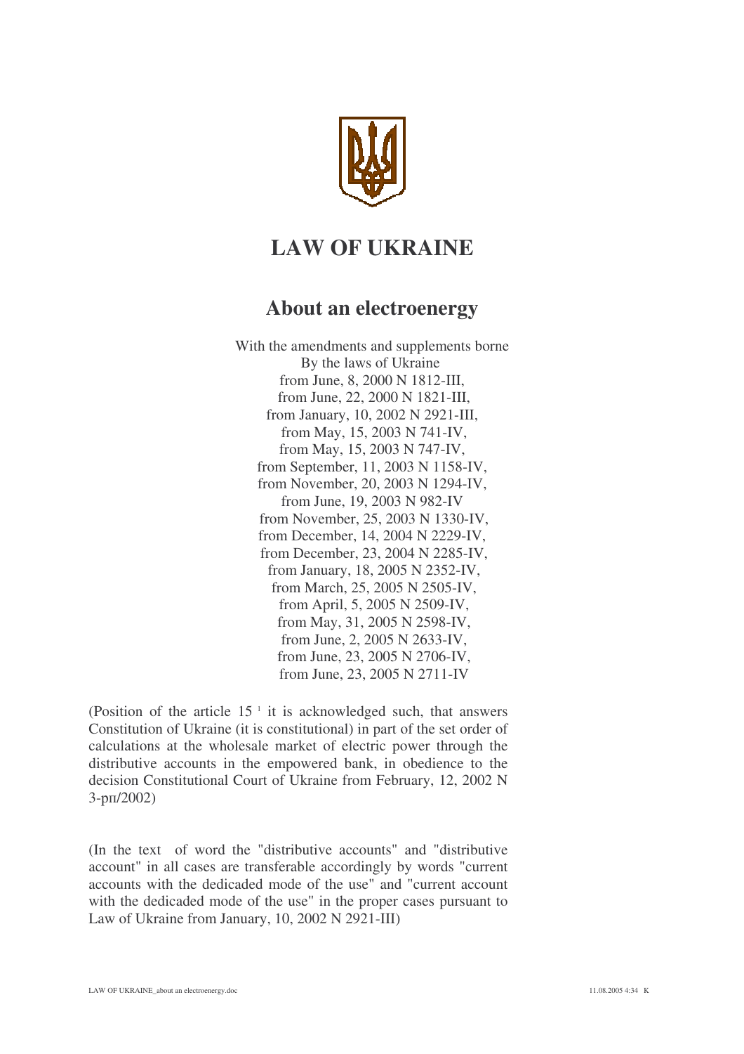# LAW OF UKRAINE

## About an electroenergy

With the amendments and supplements borne
By the laws of Ukraine
from June, 8, 2000 N 1812-III,
from June, 22, 2000 N 1821-III,
from January, 10, 2002 N 2921-III,
from May, 15, 2003 N 741-IV,
from May, 15, 2003 N 747-IV,
from September, 11, 2003 N 1158-IV,
from November, 20, 2003 N 1294-IV,
from June, 19, 2003 N 982-IV
from November, 25, 2003 N 1330-IV,
from December, 14, 2004 N 2229-IV,
from December, 23, 2004 N 2285-IV,
from January, 18, 2005 N 2352-IV,
from March, 25, 2005 N 2505-IV,
from April, 5, 2005 N 2509-IV,
from May, 31, 2005 N 2598-IV,
from June, 2, 2005 N 2633-IV,
from June, 23, 2005 N 2706-IV,
from June, 23, 2005 N 2711-IV

(Position of the article 15 [1] it is acknowledged such, that answers Constitution of Ukraine (it is constitutional) in part of the set order of calculations at the wholesale market of electric power through the distributive accounts in the empowered bank, in obedience to the decision Constitutional Court of Ukraine from February, 12, 2002 N 3-рп/2002)

(In the text of word the "distributive accounts" and "distributive account" in all cases are transferable accordingly by words "current accounts with the dedicaded mode of the use" and "current account with the dedicaded mode of the use" in the proper cases pursuant to Law of Ukraine from January, 10, 2002 N 2921-III)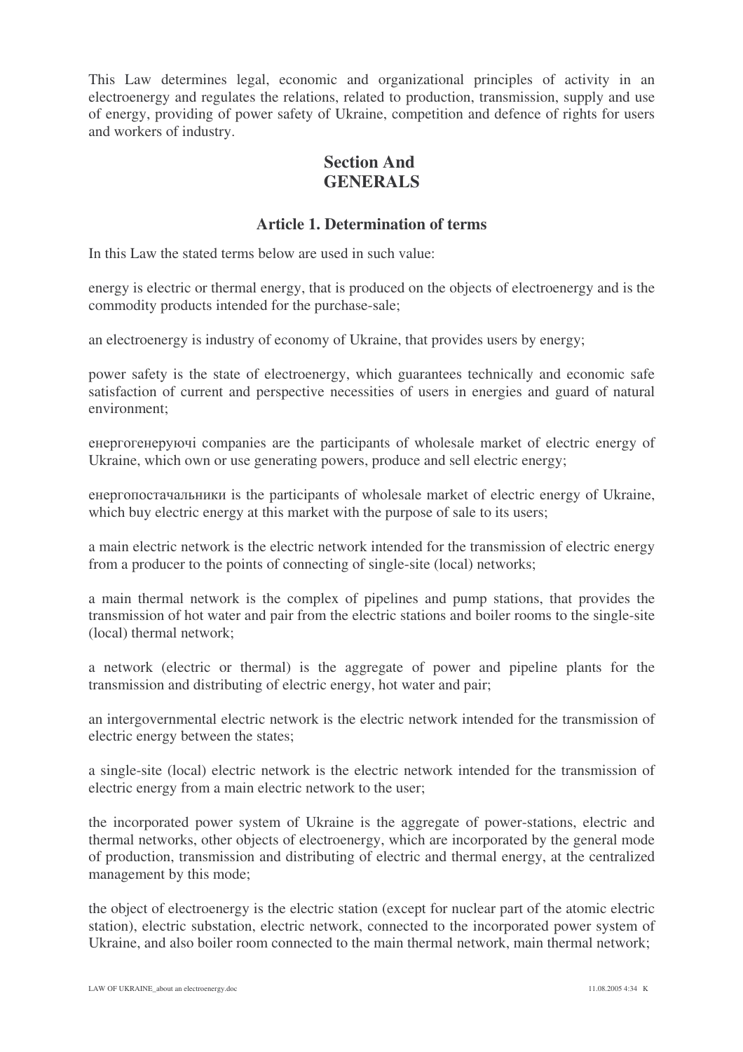This Law determines legal, economic and organizational principles of activity in an electroenergy and regulates the relations, related to production, transmission, supply and use of energy, providing of power safety of Ukraine, competition and defence of rights for users and workers of industry.

## Section And
## GENERALS

### Article 1. Determination of terms

In this Law the stated terms below are used in such value:

energy is electric or thermal energy, that is produced on the objects of electroenergy and is the commodity products intended for the purchase-sale;

an electroenergy is industry of economy of Ukraine, that provides users by energy;

power safety is the state of electroenergy, which guarantees technically and economic safe satisfaction of current and perspective necessities of users in energies and guard of natural environment;

енергогенеруючі companies are the participants of wholesale market of electric energy of Ukraine, which own or use generating powers, produce and sell electric energy;

енергопостачальники is the participants of wholesale market of electric energy of Ukraine, which buy electric energy at this market with the purpose of sale to its users;

a main electric network is the electric network intended for the transmission of electric energy from a producer to the points of connecting of single-site (local) networks;

a main thermal network is the complex of pipelines and pump stations, that provides the transmission of hot water and pair from the electric stations and boiler rooms to the single-site (local) thermal network;

a network (electric or thermal) is the aggregate of power and pipeline plants for the transmission and distributing of electric energy, hot water and pair;

an intergovernmental electric network is the electric network intended for the transmission of electric energy between the states;

a single-site (local) electric network is the electric network intended for the transmission of electric energy from a main electric network to the user;

the incorporated power system of Ukraine is the aggregate of power-stations, electric and thermal networks, other objects of electroenergy, which are incorporated by the general mode of production, transmission and distributing of electric and thermal energy, at the centralized management by this mode;

the object of electroenergy is the electric station (except for nuclear part of the atomic electric station), electric substation, electric network, connected to the incorporated power system of Ukraine, and also boiler room connected to the main thermal network, main thermal network;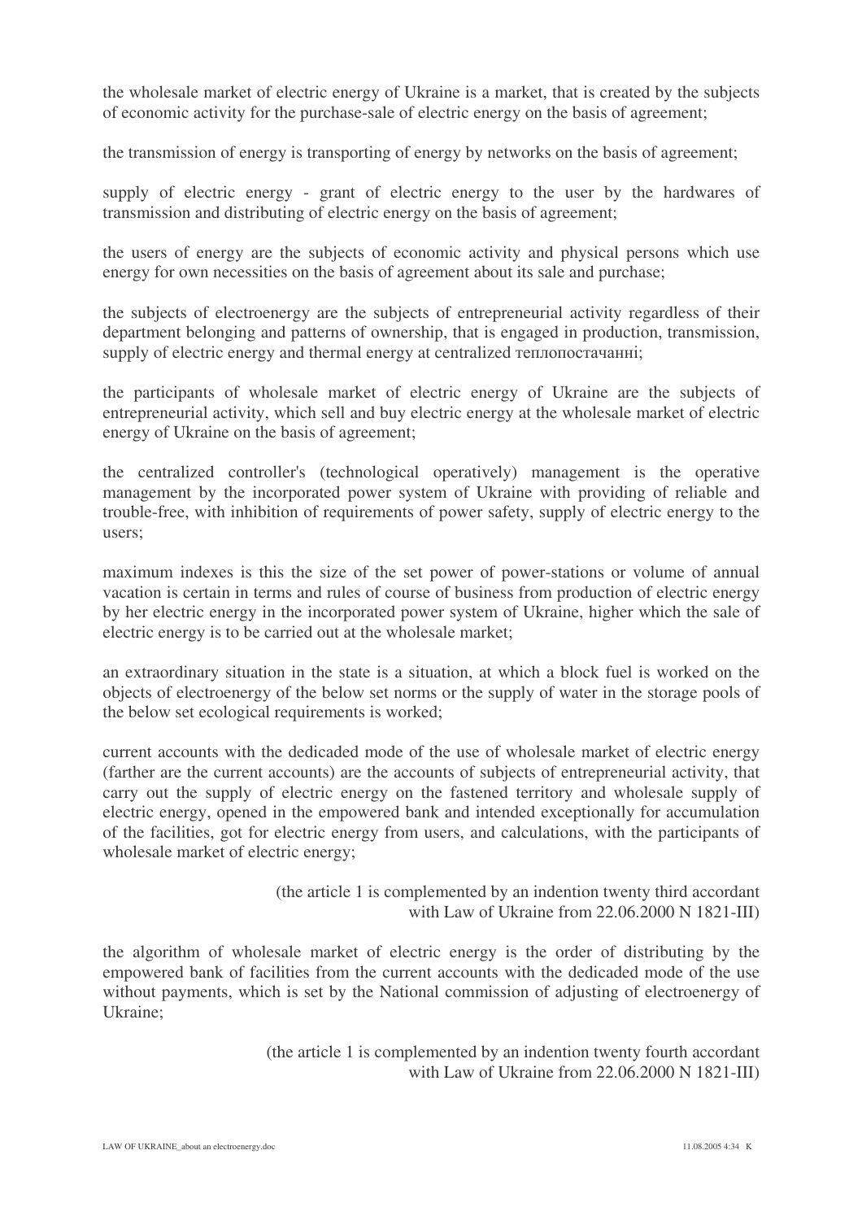the wholesale market of electric energy of Ukraine is a market, that is created by the subjects of economic activity for the purchase-sale of electric energy on the basis of agreement;

the transmission of energy is transporting of energy by networks on the basis of agreement;

supply of electric energy - grant of electric energy to the user by the hardwares of transmission and distributing of electric energy on the basis of agreement;

the users of energy are the subjects of economic activity and physical persons which use energy for own necessities on the basis of agreement about its sale and purchase;

the subjects of electroenergy are the subjects of entrepreneurial activity regardless of their department belonging and patterns of ownership, that is engaged in production, transmission, supply of electric energy and thermal energy at centralized теплопостачанні;

the participants of wholesale market of electric energy of Ukraine are the subjects of entrepreneurial activity, which sell and buy electric energy at the wholesale market of electric energy of Ukraine on the basis of agreement;

the centralized controller's (technological operatively) management is the operative management by the incorporated power system of Ukraine with providing of reliable and trouble-free, with inhibition of requirements of power safety, supply of electric energy to the users;

maximum indexes is this the size of the set power of power-stations or volume of annual vacation is certain in terms and rules of course of business from production of electric energy by her electric energy in the incorporated power system of Ukraine, higher which the sale of electric energy is to be carried out at the wholesale market;

an extraordinary situation in the state is a situation, at which a block fuel is worked on the objects of electroenergy of the below set norms or the supply of water in the storage pools of the below set ecological requirements is worked;

current accounts with the dedicaded mode of the use of wholesale market of electric energy (farther are the current accounts) are the accounts of subjects of entrepreneurial activity, that carry out the supply of electric energy on the fastened territory and wholesale supply of electric energy, opened in the empowered bank and intended exceptionally for accumulation of the facilities, got for electric energy from users, and calculations, with the participants of wholesale market of electric energy;

(the article 1 is complemented by an indention twenty third accordant with Law of Ukraine from 22.06.2000 N 1821-III)

the algorithm of wholesale market of electric energy is the order of distributing by the empowered bank of facilities from the current accounts with the dedicaded mode of the use without payments, which is set by the National commission of adjusting of electroenergy of Ukraine;

(the article 1 is complemented by an indention twenty fourth accordant with Law of Ukraine from 22.06.2000 N 1821-III)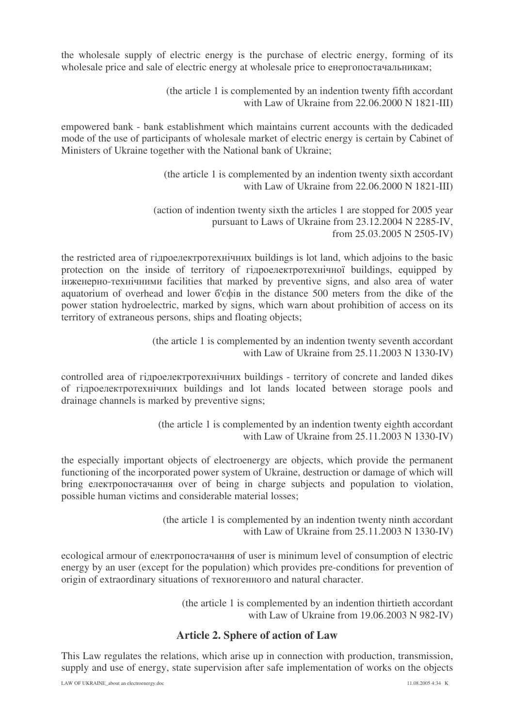the wholesale supply of electric energy is the purchase of electric energy, forming of its wholesale price and sale of electric energy at wholesale price to енергопостачальникам;

(the article 1 is complemented by an indention twenty fifth accordant with Law of Ukraine from 22.06.2000 N 1821-III)

empowered bank - bank establishment which maintains current accounts with the dedicaded mode of the use of participants of wholesale market of electric energy is certain by Cabinet of Ministers of Ukraine together with the National bank of Ukraine;

(the article 1 is complemented by an indention twenty sixth accordant with Law of Ukraine from 22.06.2000 N 1821-III)

(action of indention twenty sixth the articles 1 are stopped for 2005 year pursuant to Laws of Ukraine from 23.12.2004 N 2285-IV, from 25.03.2005 N 2505-IV)

the restricted area of гідроелектротехнічних buildings is lot land, which adjoins to the basic protection on the inside of territory of гідроелектротехнічної buildings, equipped by інженерно-технічними facilities that marked by preventive signs, and also area of water aquatorium of overhead and lower б'єфів in the distance 500 meters from the dike of the power station hydroelectric, marked by signs, which warn about prohibition of access on its territory of extraneous persons, ships and floating objects;

(the article 1 is complemented by an indention twenty seventh accordant with Law of Ukraine from 25.11.2003 N 1330-IV)

controlled area of гідроелектротехнічних buildings - territory of concrete and landed dikes of гідроелектротехнічних buildings and lot lands located between storage pools and drainage channels is marked by preventive signs;

(the article 1 is complemented by an indention twenty eighth accordant with Law of Ukraine from 25.11.2003 N 1330-IV)

the especially important objects of electroenergy are objects, which provide the permanent functioning of the incorporated power system of Ukraine, destruction or damage of which will bring електропостачання over of being in charge subjects and population to violation, possible human victims and considerable material losses;

(the article 1 is complemented by an indention twenty ninth accordant with Law of Ukraine from 25.11.2003 N 1330-IV)

ecological armour of електропостачання of user is minimum level of consumption of electric energy by an user (except for the population) which provides pre-conditions for prevention of origin of extraordinary situations of техногенного and natural character.

(the article 1 is complemented by an indention thirtieth accordant with Law of Ukraine from 19.06.2003 N 982-IV)

## Article 2. Sphere of action of Law

This Law regulates the relations, which arise up in connection with production, transmission, supply and use of energy, state supervision after safe implementation of works on the objects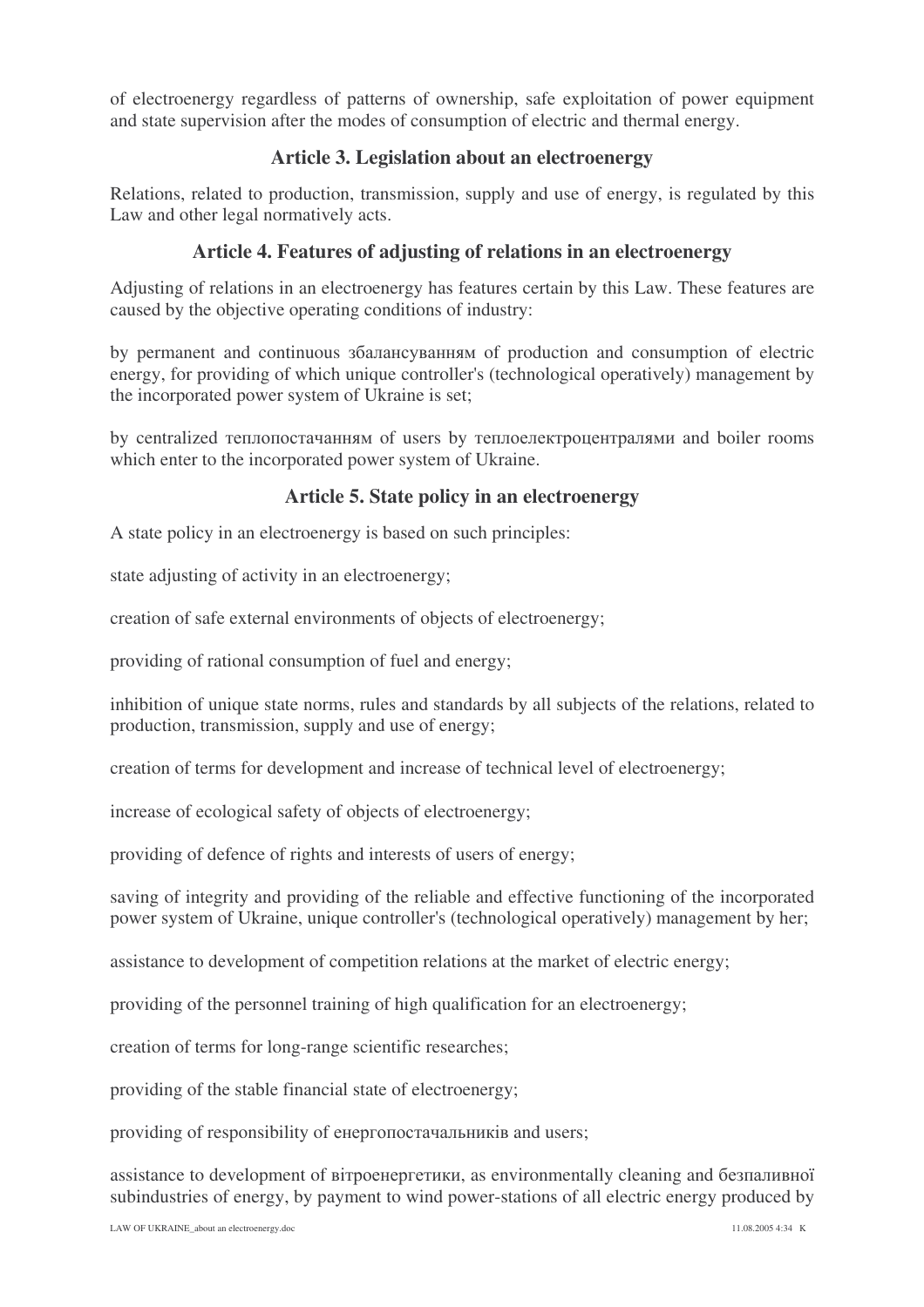of electroenergy regardless of patterns of ownership, safe exploitation of power equipment and state supervision after the modes of consumption of electric and thermal energy.

## Article 3. Legislation about an electroenergy

Relations, related to production, transmission, supply and use of energy, is regulated by this Law and other legal normatively acts.

## Article 4. Features of adjusting of relations in an electroenergy

Adjusting of relations in an electroenergy has features certain by this Law. These features are caused by the objective operating conditions of industry:

by permanent and continuous збалансуванням of production and consumption of electric energy, for providing of which unique controller's (technological operatively) management by the incorporated power system of Ukraine is set;

by centralized теплопостачанням of users by теплоелектроцентралями and boiler rooms which enter to the incorporated power system of Ukraine.

## Article 5. State policy in an electroenergy

A state policy in an electroenergy is based on such principles:

state adjusting of activity in an electroenergy;

creation of safe external environments of objects of electroenergy;

providing of rational consumption of fuel and energy;

inhibition of unique state norms, rules and standards by all subjects of the relations, related to production, transmission, supply and use of energy;

creation of terms for development and increase of technical level of electroenergy;

increase of ecological safety of objects of electroenergy;

providing of defence of rights and interests of users of energy;

saving of integrity and providing of the reliable and effective functioning of the incorporated power system of Ukraine, unique controller's (technological operatively) management by her;

assistance to development of competition relations at the market of electric energy;

providing of the personnel training of high qualification for an electroenergy;

creation of terms for long-range scientific researches;

providing of the stable financial state of electroenergy;

providing of responsibility of енергопостачальників and users;

assistance to development of вітроенергетики, as environmentally cleaning and безпаливної subindustries of energy, by payment to wind power-stations of all electric energy produced by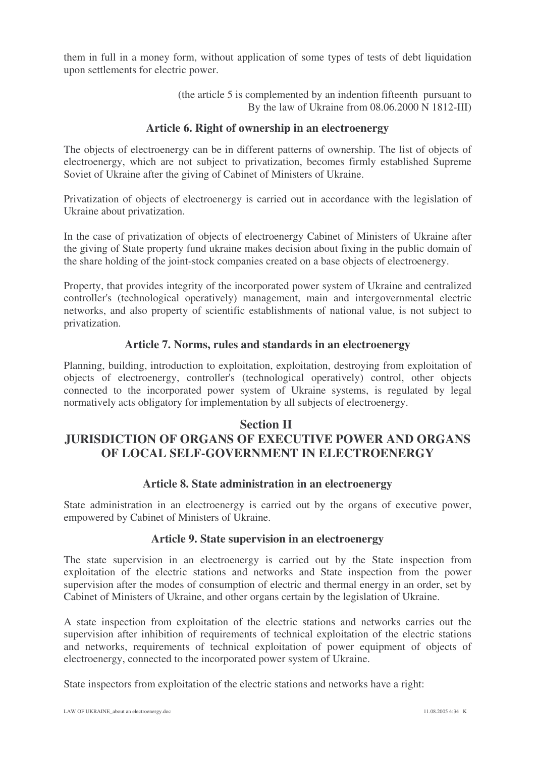them in full in a money form, without application of some types of tests of debt liquidation upon settlements for electric power.

(the article 5 is complemented by an indention fifteenth pursuant to By the law of Ukraine from 08.06.2000 N 1812-III)

### Article 6. Right of ownership in an electroenergy

The objects of electroenergy can be in different patterns of ownership. The list of objects of electroenergy, which are not subject to privatization, becomes firmly established Supreme Soviet of Ukraine after the giving of Cabinet of Ministers of Ukraine.

Privatization of objects of electroenergy is carried out in accordance with the legislation of Ukraine about privatization.

In the case of privatization of objects of electroenergy Cabinet of Ministers of Ukraine after the giving of State property fund ukraine makes decision about fixing in the public domain of the share holding of the joint-stock companies created on a base objects of electroenergy.

Property, that provides integrity of the incorporated power system of Ukraine and centralized controller's (technological operatively) management, main and intergovernmental electric networks, and also property of scientific establishments of national value, is not subject to privatization.

### Article 7. Norms, rules and standards in an electroenergy

Planning, building, introduction to exploitation, exploitation, destroying from exploitation of objects of electroenergy, controller's (technological operatively) control, other objects connected to the incorporated power system of Ukraine systems, is regulated by legal normatively acts obligatory for implementation by all subjects of electroenergy.

## Section II
## JURISDICTION OF ORGANS OF EXECUTIVE POWER AND ORGANS OF LOCAL SELF-GOVERNMENT IN ELECTROENERGY

### Article 8. State administration in an electroenergy

State administration in an electroenergy is carried out by the organs of executive power, empowered by Cabinet of Ministers of Ukraine.

### Article 9. State supervision in an electroenergy

The state supervision in an electroenergy is carried out by the State inspection from exploitation of the electric stations and networks and State inspection from the power supervision after the modes of consumption of electric and thermal energy in an order, set by Cabinet of Ministers of Ukraine, and other organs certain by the legislation of Ukraine.

A state inspection from exploitation of the electric stations and networks carries out the supervision after inhibition of requirements of technical exploitation of the electric stations and networks, requirements of technical exploitation of power equipment of objects of electroenergy, connected to the incorporated power system of Ukraine.

State inspectors from exploitation of the electric stations and networks have a right: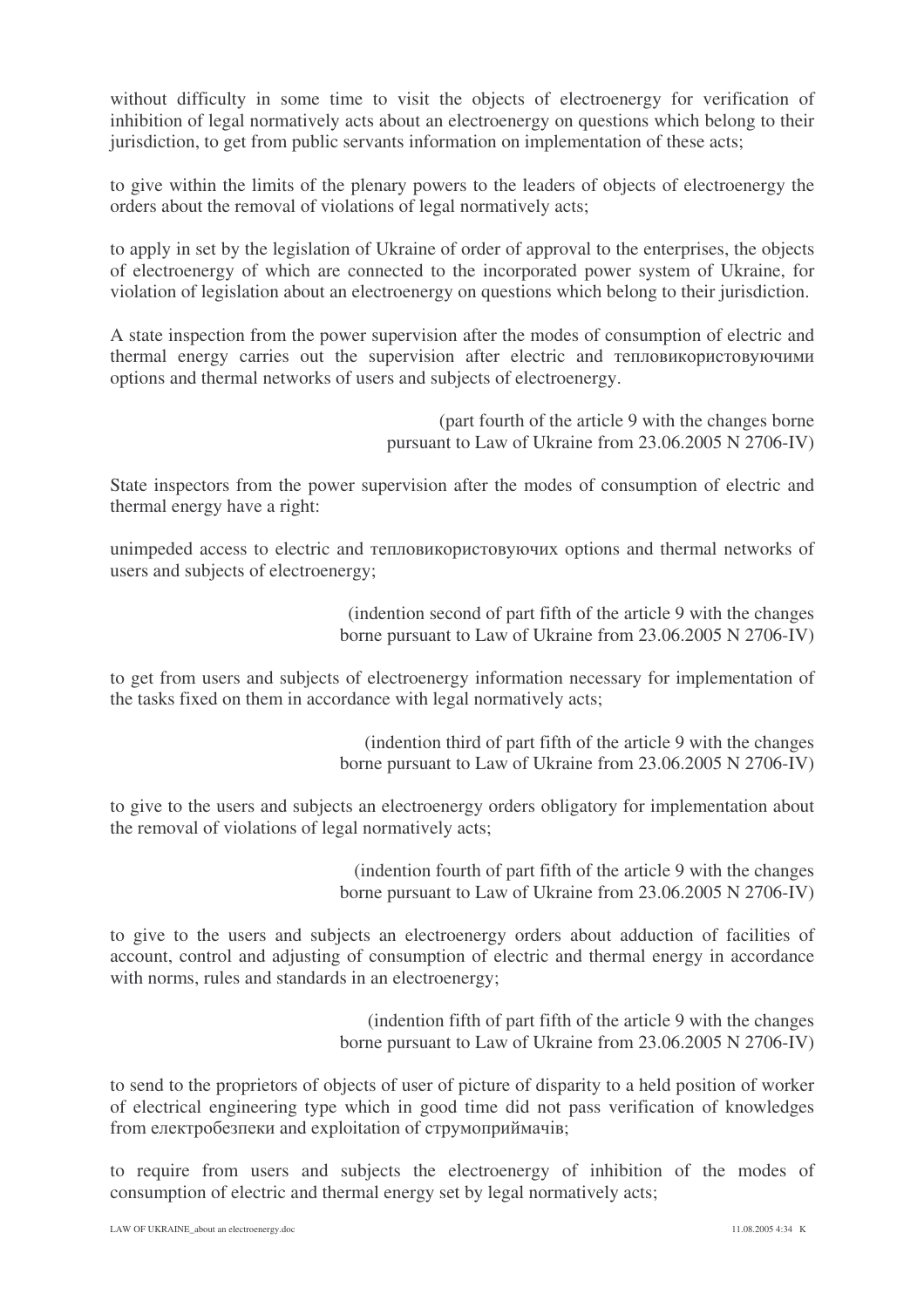without difficulty in some time to visit the objects of electroenergy for verification of inhibition of legal normatively acts about an electroenergy on questions which belong to their jurisdiction, to get from public servants information on implementation of these acts;

to give within the limits of the plenary powers to the leaders of objects of electroenergy the orders about the removal of violations of legal normatively acts;

to apply in set by the legislation of Ukraine of order of approval to the enterprises, the objects of electroenergy of which are connected to the incorporated power system of Ukraine, for violation of legislation about an electroenergy on questions which belong to their jurisdiction.

A state inspection from the power supervision after the modes of consumption of electric and thermal energy carries out the supervision after electric and тепловикористовуючими options and thermal networks of users and subjects of electroenergy.

(part fourth of the article 9 with the changes borne pursuant to Law of Ukraine from 23.06.2005 N 2706-IV)

State inspectors from the power supervision after the modes of consumption of electric and thermal energy have a right:

unimpeded access to electric and тепловикористовуючих options and thermal networks of users and subjects of electroenergy;

(indention second of part fifth of the article 9 with the changes borne pursuant to Law of Ukraine from 23.06.2005 N 2706-IV)

to get from users and subjects of electroenergy information necessary for implementation of the tasks fixed on them in accordance with legal normatively acts;

(indention third of part fifth of the article 9 with the changes borne pursuant to Law of Ukraine from 23.06.2005 N 2706-IV)

to give to the users and subjects an electroenergy orders obligatory for implementation about the removal of violations of legal normatively acts;

(indention fourth of part fifth of the article 9 with the changes borne pursuant to Law of Ukraine from 23.06.2005 N 2706-IV)

to give to the users and subjects an electroenergy orders about adduction of facilities of account, control and adjusting of consumption of electric and thermal energy in accordance with norms, rules and standards in an electroenergy;

(indention fifth of part fifth of the article 9 with the changes borne pursuant to Law of Ukraine from 23.06.2005 N 2706-IV)

to send to the proprietors of objects of user of picture of disparity to a held position of worker of electrical engineering type which in good time did not pass verification of knowledges from електробезпеки and exploitation of струмоприймачів;

to require from users and subjects the electroenergy of inhibition of the modes of consumption of electric and thermal energy set by legal normatively acts;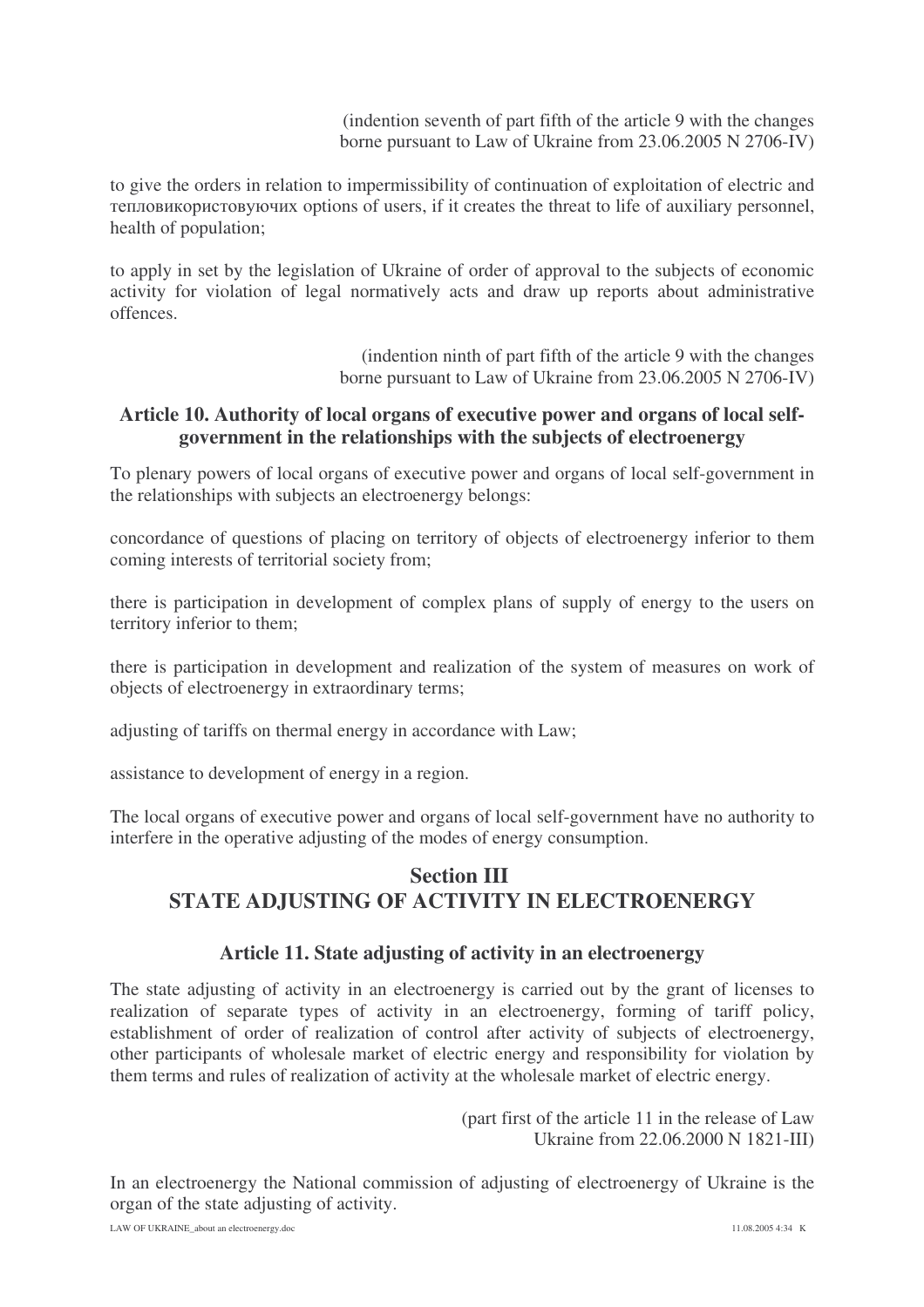(indention seventh of part fifth of the article 9 with the changes borne pursuant to Law of Ukraine from 23.06.2005 N 2706-IV)

to give the orders in relation to impermissibility of continuation of exploitation of electric and тепловикористовуючих options of users, if it creates the threat to life of auxiliary personnel, health of population;

to apply in set by the legislation of Ukraine of order of approval to the subjects of economic activity for violation of legal normatively acts and draw up reports about administrative offences.

(indention ninth of part fifth of the article 9 with the changes borne pursuant to Law of Ukraine from 23.06.2005 N 2706-IV)

### Article 10. Authority of local organs of executive power and organs of local self-government in the relationships with the subjects of electroenergy

To plenary powers of local organs of executive power and organs of local self-government in the relationships with subjects an electroenergy belongs:

concordance of questions of placing on territory of objects of electroenergy inferior to them coming interests of territorial society from;

there is participation in development of complex plans of supply of energy to the users on territory inferior to them;

there is participation in development and realization of the system of measures on work of objects of electroenergy in extraordinary terms;

adjusting of tariffs on thermal energy in accordance with Law;

assistance to development of energy in a region.

The local organs of executive power and organs of local self-government have no authority to interfere in the operative adjusting of the modes of energy consumption.

## Section III
## STATE ADJUSTING OF ACTIVITY IN ELECTROENERGY

### Article 11. State adjusting of activity in an electroenergy

The state adjusting of activity in an electroenergy is carried out by the grant of licenses to realization of separate types of activity in an electroenergy, forming of tariff policy, establishment of order of realization of control after activity of subjects of electroenergy, other participants of wholesale market of electric energy and responsibility for violation by them terms and rules of realization of activity at the wholesale market of electric energy.

(part first of the article 11 in the release of Law Ukraine from 22.06.2000 N 1821-III)

In an electroenergy the National commission of adjusting of electroenergy of Ukraine is the organ of the state adjusting of activity.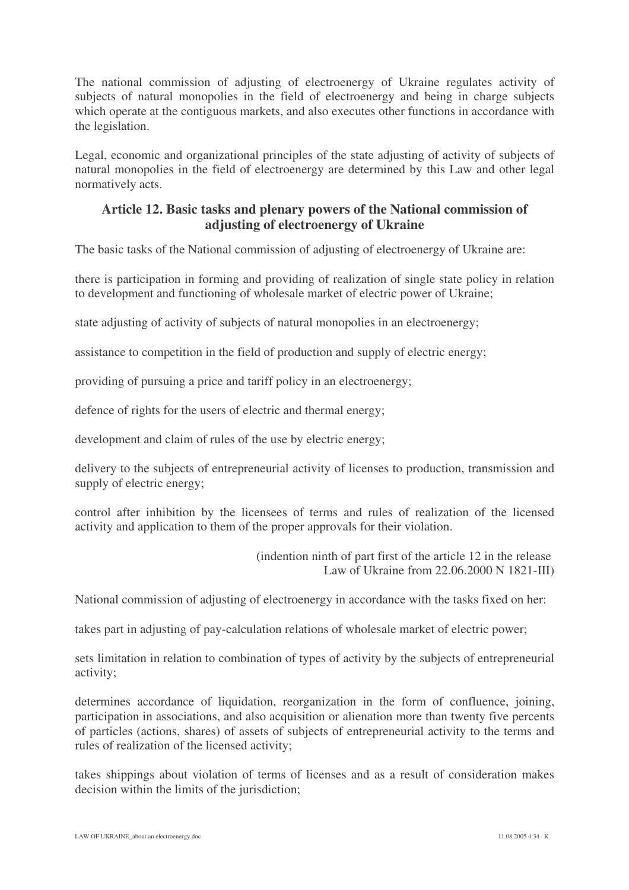The national commission of adjusting of electroenergy of Ukraine regulates activity of subjects of natural monopolies in the field of electroenergy and being in charge subjects which operate at the contiguous markets, and also executes other functions in accordance with the legislation.

Legal, economic and organizational principles of the state adjusting of activity of subjects of natural monopolies in the field of electroenergy are determined by this Law and other legal normatively acts.

### Article 12. Basic tasks and plenary powers of the National commission of adjusting of electroenergy of Ukraine

The basic tasks of the National commission of adjusting of electroenergy of Ukraine are:

there is participation in forming and providing of realization of single state policy in relation to development and functioning of wholesale market of electric power of Ukraine;

state adjusting of activity of subjects of natural monopolies in an electroenergy;

assistance to competition in the field of production and supply of electric energy;

providing of pursuing a price and tariff policy in an electroenergy;

defence of rights for the users of electric and thermal energy;

development and claim of rules of the use by electric energy;

delivery to the subjects of entrepreneurial activity of licenses to production, transmission and supply of electric energy;

control after inhibition by the licensees of terms and rules of realization of the licensed activity and application to them of the proper approvals for their violation.

(indention ninth of part first of the article 12 in the release Law of Ukraine from 22.06.2000 N 1821-III)

National commission of adjusting of electroenergy in accordance with the tasks fixed on her:

takes part in adjusting of pay-calculation relations of wholesale market of electric power;

sets limitation in relation to combination of types of activity by the subjects of entrepreneurial activity;

determines accordance of liquidation, reorganization in the form of confluence, joining, participation in associations, and also acquisition or alienation more than twenty five percents of particles (actions, shares) of assets of subjects of entrepreneurial activity to the terms and rules of realization of the licensed activity;

takes shippings about violation of terms of licenses and as a result of consideration makes decision within the limits of the jurisdiction;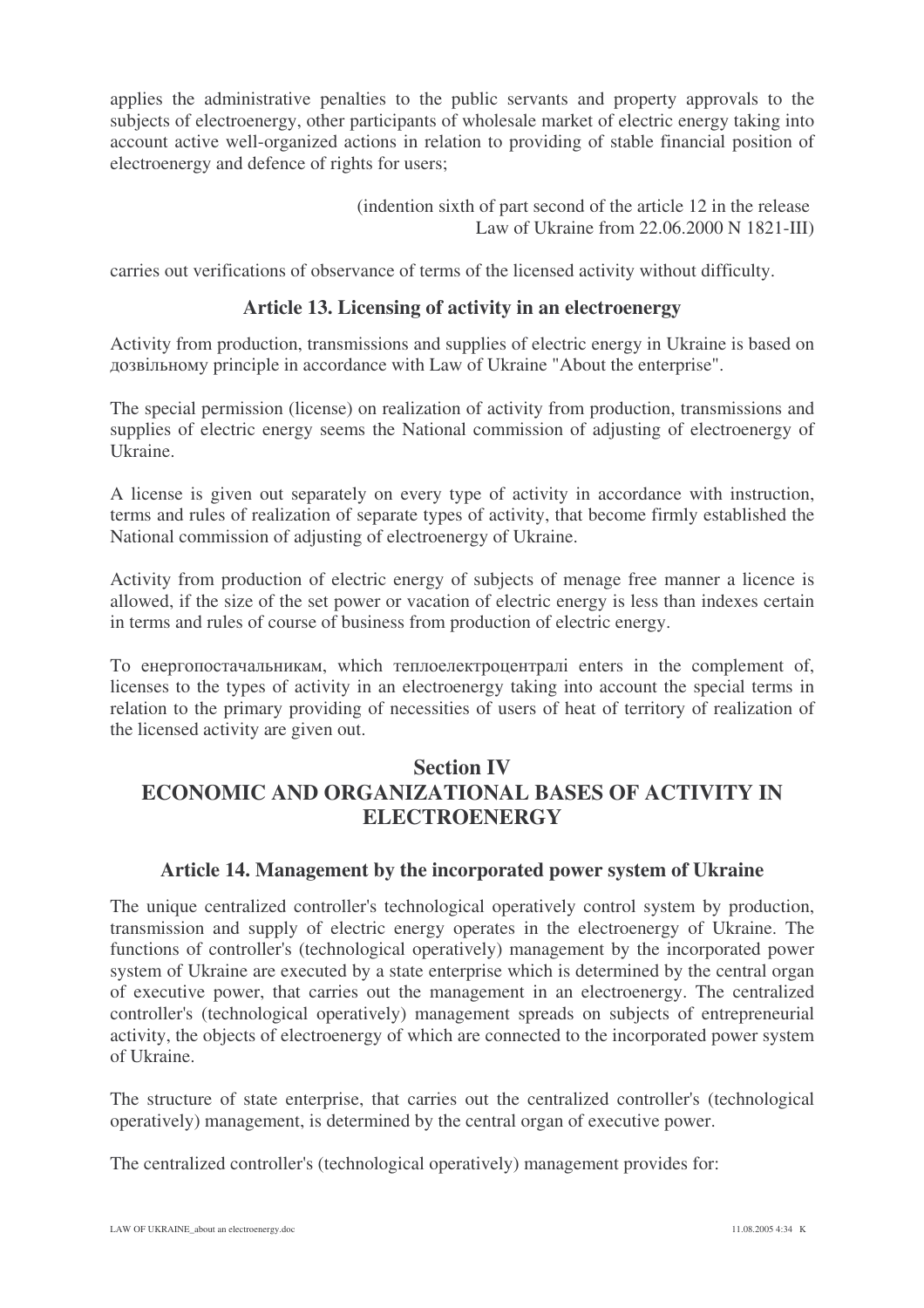applies the administrative penalties to the public servants and property approvals to the subjects of electroenergy, other participants of wholesale market of electric energy taking into account active well-organized actions in relation to providing of stable financial position of electroenergy and defence of rights for users;

(indention sixth of part second of the article 12 in the release Law of Ukraine from 22.06.2000 N 1821-III)

carries out verifications of observance of terms of the licensed activity without difficulty.

### Article 13. Licensing of activity in an electroenergy

Activity from production, transmissions and supplies of electric energy in Ukraine is based on дозвільному principle in accordance with Law of Ukraine "About the enterprise".

The special permission (license) on realization of activity from production, transmissions and supplies of electric energy seems the National commission of adjusting of electroenergy of Ukraine.

A license is given out separately on every type of activity in accordance with instruction, terms and rules of realization of separate types of activity, that become firmly established the National commission of adjusting of electroenergy of Ukraine.

Activity from production of electric energy of subjects of menage free manner a licence is allowed, if the size of the set power or vacation of electric energy is less than indexes certain in terms and rules of course of business from production of electric energy.

To енергопостачальникам, which теплоелектроцентралі enters in the complement of, licenses to the types of activity in an electroenergy taking into account the special terms in relation to the primary providing of necessities of users of heat of territory of realization of the licensed activity are given out.

## Section IV
## ECONOMIC AND ORGANIZATIONAL BASES OF ACTIVITY IN ELECTROENERGY

### Article 14. Management by the incorporated power system of Ukraine

The unique centralized controller's technological operatively control system by production, transmission and supply of electric energy operates in the electroenergy of Ukraine. The functions of controller's (technological operatively) management by the incorporated power system of Ukraine are executed by a state enterprise which is determined by the central organ of executive power, that carries out the management in an electroenergy. The centralized controller's (technological operatively) management spreads on subjects of entrepreneurial activity, the objects of electroenergy of which are connected to the incorporated power system of Ukraine.

The structure of state enterprise, that carries out the centralized controller's (technological operatively) management, is determined by the central organ of executive power.

The centralized controller's (technological operatively) management provides for: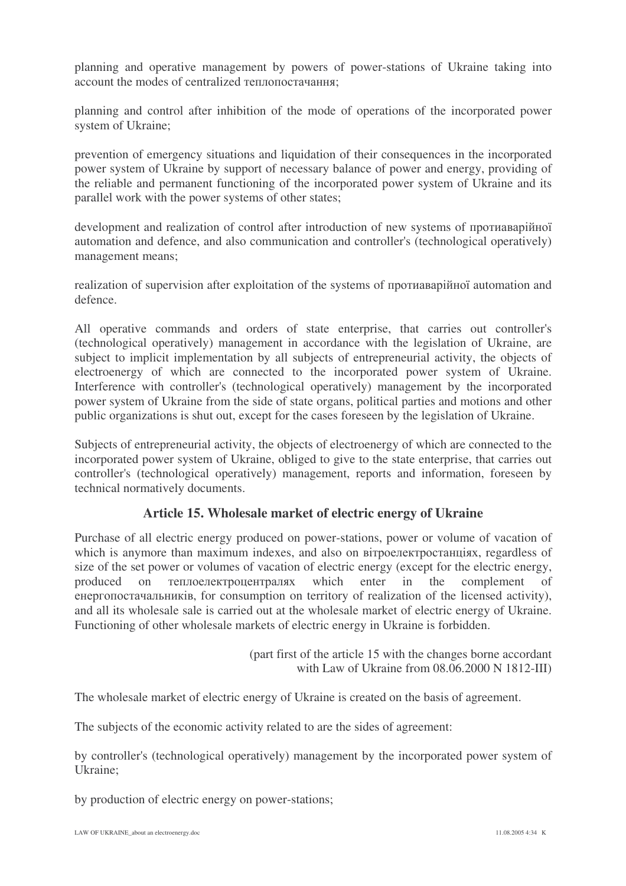planning and operative management by powers of power-stations of Ukraine taking into account the modes of centralized теплопостачання;

planning and control after inhibition of the mode of operations of the incorporated power system of Ukraine;

prevention of emergency situations and liquidation of their consequences in the incorporated power system of Ukraine by support of necessary balance of power and energy, providing of the reliable and permanent functioning of the incorporated power system of Ukraine and its parallel work with the power systems of other states;

development and realization of control after introduction of new systems of протиаварійної automation and defence, and also communication and controller's (technological operatively) management means;

realization of supervision after exploitation of the systems of протиаварійної automation and defence.

All operative commands and orders of state enterprise, that carries out controller's (technological operatively) management in accordance with the legislation of Ukraine, are subject to implicit implementation by all subjects of entrepreneurial activity, the objects of electroenergy of which are connected to the incorporated power system of Ukraine. Interference with controller's (technological operatively) management by the incorporated power system of Ukraine from the side of state organs, political parties and motions and other public organizations is shut out, except for the cases foreseen by the legislation of Ukraine.

Subjects of entrepreneurial activity, the objects of electroenergy of which are connected to the incorporated power system of Ukraine, obliged to give to the state enterprise, that carries out controller's (technological operatively) management, reports and information, foreseen by technical normatively documents.

## Article 15. Wholesale market of electric energy of Ukraine

Purchase of all electric energy produced on power-stations, power or volume of vacation of which is anymore than maximum indexes, and also on вітроелектростанціях, regardless of size of the set power or volumes of vacation of electric energy (except for the electric energy, produced on теплоелектроцентралях which enter in the complement of енергопостачальників, for consumption on territory of realization of the licensed activity), and all its wholesale sale is carried out at the wholesale market of electric energy of Ukraine. Functioning of other wholesale markets of electric energy in Ukraine is forbidden.

(part first of the article 15 with the changes borne accordant with Law of Ukraine from 08.06.2000 N 1812-III)

The wholesale market of electric energy of Ukraine is created on the basis of agreement.

The subjects of the economic activity related to are the sides of agreement:

by controller's (technological operatively) management by the incorporated power system of Ukraine;

by production of electric energy on power-stations;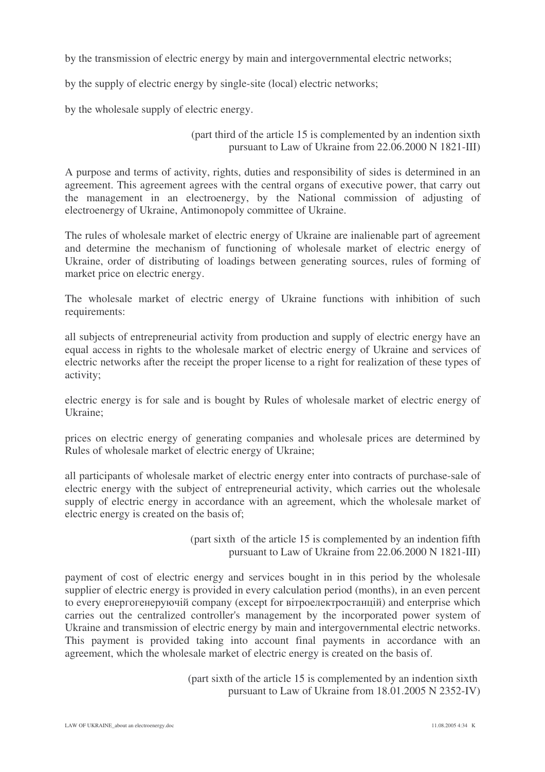by the transmission of electric energy by main and intergovernmental electric networks;

by the supply of electric energy by single-site (local) electric networks;

by the wholesale supply of electric energy.

(part third of the article 15 is complemented by an indention sixth pursuant to Law of Ukraine from 22.06.2000 N 1821-III)

A purpose and terms of activity, rights, duties and responsibility of sides is determined in an agreement. This agreement agrees with the central organs of executive power, that carry out the management in an electroenergy, by the National commission of adjusting of electroenergy of Ukraine, Antimonopoly committee of Ukraine.

The rules of wholesale market of electric energy of Ukraine are inalienable part of agreement and determine the mechanism of functioning of wholesale market of electric energy of Ukraine, order of distributing of loadings between generating sources, rules of forming of market price on electric energy.

The wholesale market of electric energy of Ukraine functions with inhibition of such requirements:

all subjects of entrepreneurial activity from production and supply of electric energy have an equal access in rights to the wholesale market of electric energy of Ukraine and services of electric networks after the receipt the proper license to a right for realization of these types of activity;

electric energy is for sale and is bought by Rules of wholesale market of electric energy of Ukraine;

prices on electric energy of generating companies and wholesale prices are determined by Rules of wholesale market of electric energy of Ukraine;

all participants of wholesale market of electric energy enter into contracts of purchase-sale of electric energy with the subject of entrepreneurial activity, which carries out the wholesale supply of electric energy in accordance with an agreement, which the wholesale market of electric energy is created on the basis of;

(part sixth of the article 15 is complemented by an indention fifth pursuant to Law of Ukraine from 22.06.2000 N 1821-III)

payment of cost of electric energy and services bought in in this period by the wholesale supplier of electric energy is provided in every calculation period (months), in an even percent to every енергогенеруючій company (except for вітроелектростанцій) and enterprise which carries out the centralized controller's management by the incorporated power system of Ukraine and transmission of electric energy by main and intergovernmental electric networks. This payment is provided taking into account final payments in accordance with an agreement, which the wholesale market of electric energy is created on the basis of.

(part sixth of the article 15 is complemented by an indention sixth pursuant to Law of Ukraine from 18.01.2005 N 2352-IV)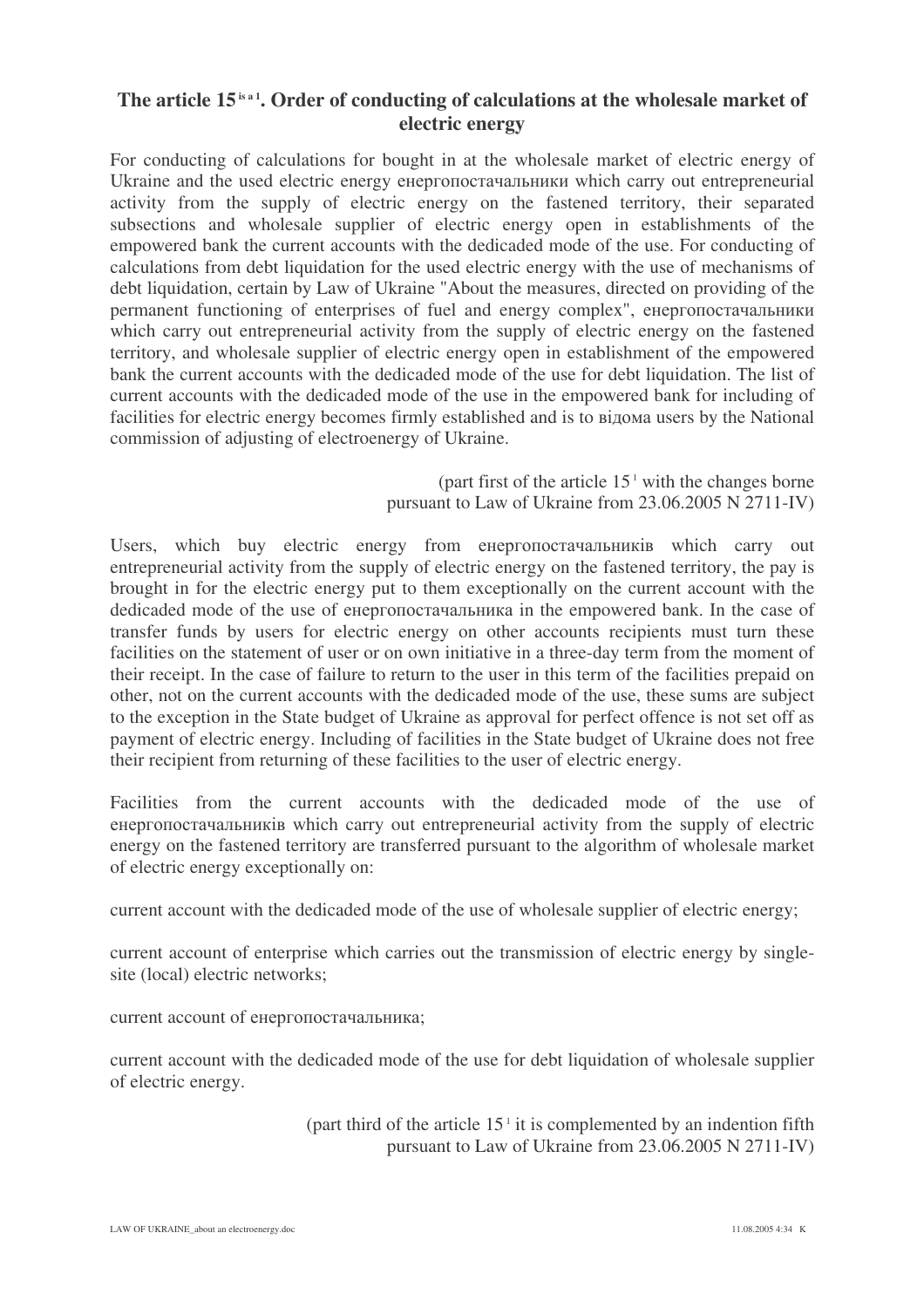## The article 15[is a 1]. Order of conducting of calculations at the wholesale market of electric energy

For conducting of calculations for bought in at the wholesale market of electric energy of Ukraine and the used electric energy енергопостачальники which carry out entrepreneurial activity from the supply of electric energy on the fastened territory, their separated subsections and wholesale supplier of electric energy open in establishments of the empowered bank the current accounts with the dedicaded mode of the use. For conducting of calculations from debt liquidation for the used electric energy with the use of mechanisms of debt liquidation, certain by Law of Ukraine "About the measures, directed on providing of the permanent functioning of enterprises of fuel and energy complex", енергопостачальники which carry out entrepreneurial activity from the supply of electric energy on the fastened territory, and wholesale supplier of electric energy open in establishment of the empowered bank the current accounts with the dedicaded mode of the use for debt liquidation. The list of current accounts with the dedicaded mode of the use in the empowered bank for including of facilities for electric energy becomes firmly established and is to відома users by the National commission of adjusting of electroenergy of Ukraine.

(part first of the article 15[1] with the changes borne pursuant to Law of Ukraine from 23.06.2005 N 2711-IV)

Users, which buy electric energy from енергопостачальників which carry out entrepreneurial activity from the supply of electric energy on the fastened territory, the pay is brought in for the electric energy put to them exceptionally on the current account with the dedicaded mode of the use of енергопостачальника in the empowered bank. In the case of transfer funds by users for electric energy on other accounts recipients must turn these facilities on the statement of user or on own initiative in a three-day term from the moment of their receipt. In the case of failure to return to the user in this term of the facilities prepaid on other, not on the current accounts with the dedicaded mode of the use, these sums are subject to the exception in the State budget of Ukraine as approval for perfect offence is not set off as payment of electric energy. Including of facilities in the State budget of Ukraine does not free their recipient from returning of these facilities to the user of electric energy.

Facilities from the current accounts with the dedicaded mode of the use of енергопостачальників which carry out entrepreneurial activity from the supply of electric energy on the fastened territory are transferred pursuant to the algorithm of wholesale market of electric energy exceptionally on:

current account with the dedicaded mode of the use of wholesale supplier of electric energy;

current account of enterprise which carries out the transmission of electric energy by single-site (local) electric networks;

current account of енергопостачальника;

current account with the dedicaded mode of the use for debt liquidation of wholesale supplier of electric energy.

(part third of the article 15[1] it is complemented by an indention fifth pursuant to Law of Ukraine from 23.06.2005 N 2711-IV)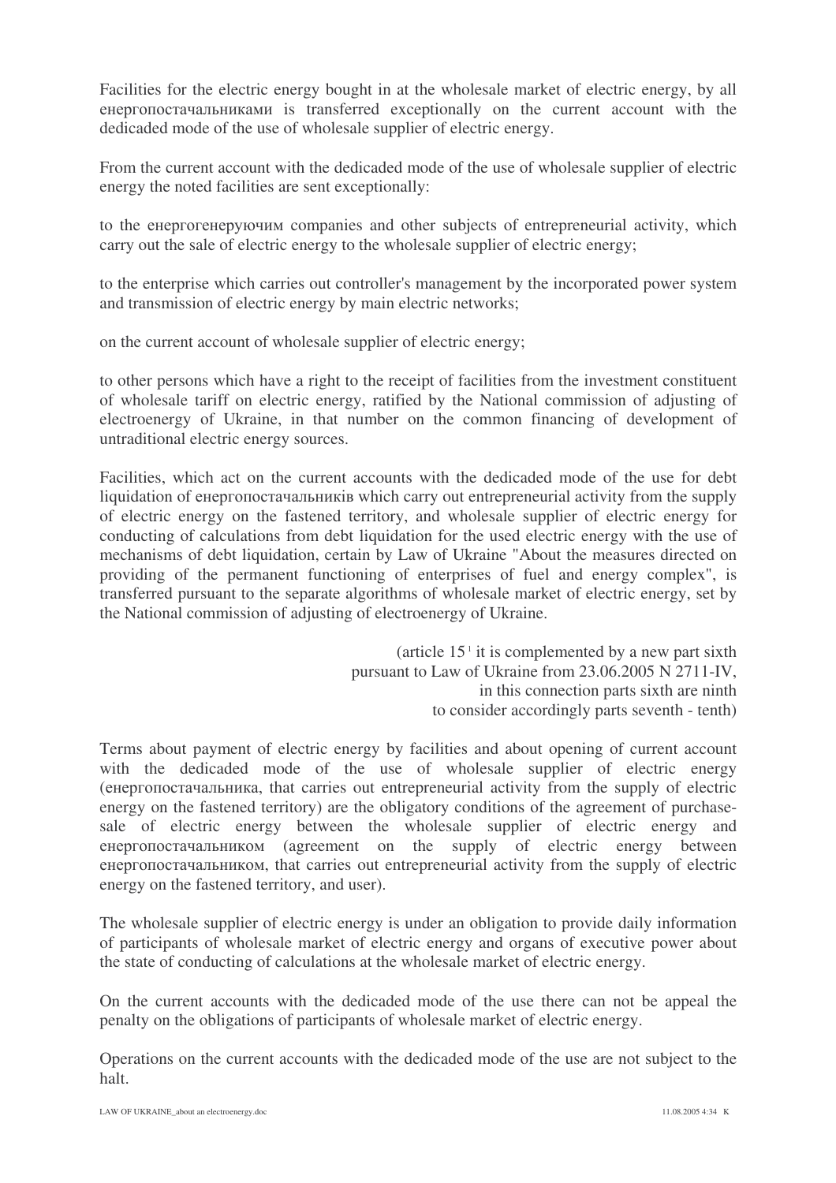Facilities for the electric energy bought in at the wholesale market of electric energy, by all енергопостачальниками is transferred exceptionally on the current account with the dedicaded mode of the use of wholesale supplier of electric energy.

From the current account with the dedicaded mode of the use of wholesale supplier of electric energy the noted facilities are sent exceptionally:

to the енергогенеруючим companies and other subjects of entrepreneurial activity, which carry out the sale of electric energy to the wholesale supplier of electric energy;

to the enterprise which carries out controller's management by the incorporated power system and transmission of electric energy by main electric networks;

on the current account of wholesale supplier of electric energy;

to other persons which have a right to the receipt of facilities from the investment constituent of wholesale tariff on electric energy, ratified by the National commission of adjusting of electroenergy of Ukraine, in that number on the common financing of development of untraditional electric energy sources.

Facilities, which act on the current accounts with the dedicaded mode of the use for debt liquidation of енергопостачальників which carry out entrepreneurial activity from the supply of electric energy on the fastened territory, and wholesale supplier of electric energy for conducting of calculations from debt liquidation for the used electric energy with the use of mechanisms of debt liquidation, certain by Law of Ukraine "About the measures directed on providing of the permanent functioning of enterprises of fuel and energy complex", is transferred pursuant to the separate algorithms of wholesale market of electric energy, set by the National commission of adjusting of electroenergy of Ukraine.

(article 15[1] it is complemented by a new part sixth
pursuant to Law of Ukraine from 23.06.2005 N 2711-IV,
in this connection parts sixth are ninth
to consider accordingly parts seventh - tenth)

Terms about payment of electric energy by facilities and about opening of current account with the dedicaded mode of the use of wholesale supplier of electric energy (енергопостачальника, that carries out entrepreneurial activity from the supply of electric energy on the fastened territory) are the obligatory conditions of the agreement of purchase-sale of electric energy between the wholesale supplier of electric energy and енергопостачальником (agreement on the supply of electric energy between енергопостачальником, that carries out entrepreneurial activity from the supply of electric energy on the fastened territory, and user).

The wholesale supplier of electric energy is under an obligation to provide daily information of participants of wholesale market of electric energy and organs of executive power about the state of conducting of calculations at the wholesale market of electric energy.

On the current accounts with the dedicaded mode of the use there can not be appeal the penalty on the obligations of participants of wholesale market of electric energy.

Operations on the current accounts with the dedicaded mode of the use are not subject to the halt.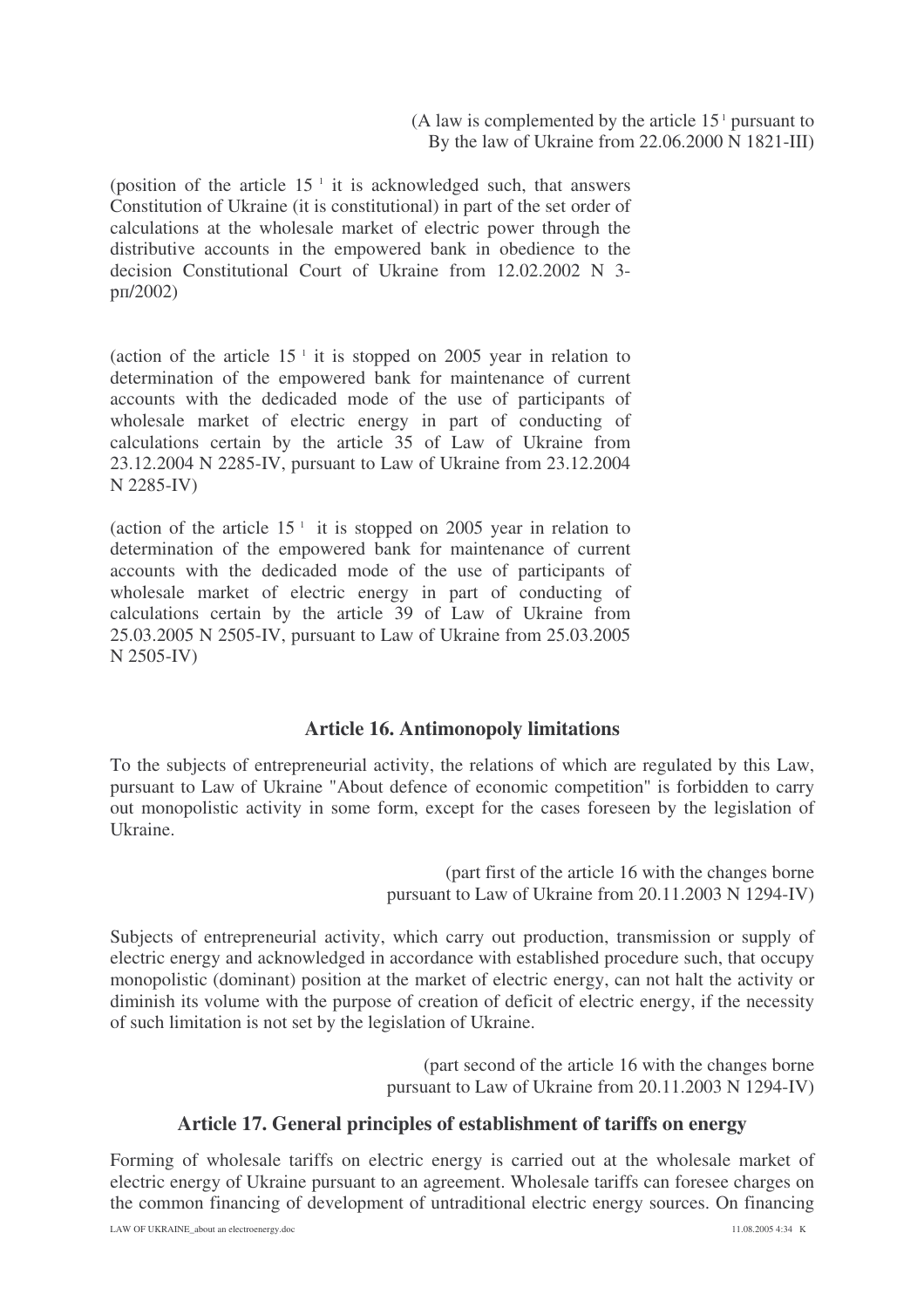(A law is complemented by the article 15[1] pursuant to
By the law of Ukraine from 22.06.2000 N 1821-III)

(position of the article 15[1] it is acknowledged such, that answers Constitution of Ukraine (it is constitutional) in part of the set order of calculations at the wholesale market of electric power through the distributive accounts in the empowered bank in obedience to the decision Constitutional Court of Ukraine from 12.02.2002 N 3-рп/2002)

(action of the article 15[1] it is stopped on 2005 year in relation to determination of the empowered bank for maintenance of current accounts with the dedicaded mode of the use of participants of wholesale market of electric energy in part of conducting of calculations certain by the article 35 of Law of Ukraine from 23.12.2004 N 2285-IV, pursuant to Law of Ukraine from 23.12.2004 N 2285-IV)

(action of the article 15[1] it is stopped on 2005 year in relation to determination of the empowered bank for maintenance of current accounts with the dedicaded mode of the use of participants of wholesale market of electric energy in part of conducting of calculations certain by the article 39 of Law of Ukraine from 25.03.2005 N 2505-IV, pursuant to Law of Ukraine from 25.03.2005 N 2505-IV)

## Article 16. Antimonopoly limitations

To the subjects of entrepreneurial activity, the relations of which are regulated by this Law, pursuant to Law of Ukraine "About defence of economic competition" is forbidden to carry out monopolistic activity in some form, except for the cases foreseen by the legislation of Ukraine.

(part first of the article 16 with the changes borne
pursuant to Law of Ukraine from 20.11.2003 N 1294-IV)

Subjects of entrepreneurial activity, which carry out production, transmission or supply of electric energy and acknowledged in accordance with established procedure such, that occupy monopolistic (dominant) position at the market of electric energy, can not halt the activity or diminish its volume with the purpose of creation of deficit of electric energy, if the necessity of such limitation is not set by the legislation of Ukraine.

(part second of the article 16 with the changes borne
pursuant to Law of Ukraine from 20.11.2003 N 1294-IV)

## Article 17. General principles of establishment of tariffs on energy

Forming of wholesale tariffs on electric energy is carried out at the wholesale market of electric energy of Ukraine pursuant to an agreement. Wholesale tariffs can foresee charges on the common financing of development of untraditional electric energy sources. On financing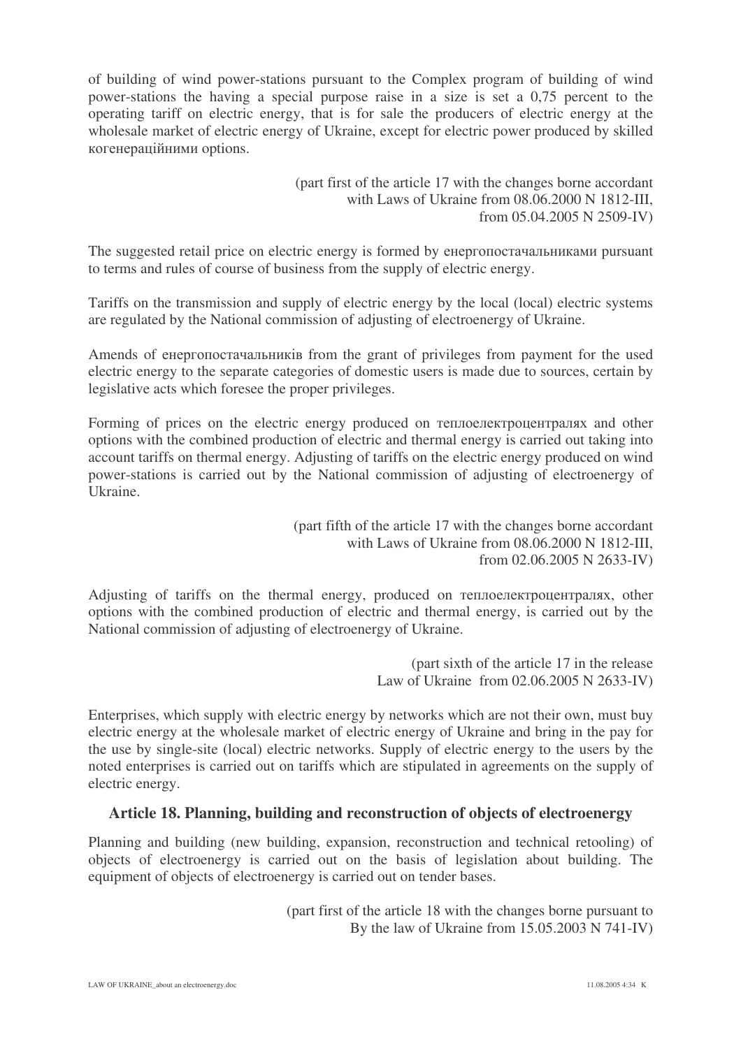of building of wind power-stations pursuant to the Complex program of building of wind power-stations the having a special purpose raise in a size is set a 0,75 percent to the operating tariff on electric energy, that is for sale the producers of electric energy at the wholesale market of electric energy of Ukraine, except for electric power produced by skilled когенераційними options.

(part first of the article 17 with the changes borne accordant with Laws of Ukraine from 08.06.2000 N 1812-III, from 05.04.2005 N 2509-IV)

The suggested retail price on electric energy is formed by енергопостачальниками pursuant to terms and rules of course of business from the supply of electric energy.

Tariffs on the transmission and supply of electric energy by the local (local) electric systems are regulated by the National commission of adjusting of electroenergy of Ukraine.

Amends of енергопостачальників from the grant of privileges from payment for the used electric energy to the separate categories of domestic users is made due to sources, certain by legislative acts which foresee the proper privileges.

Forming of prices on the electric energy produced on теплоелектроцентралях and other options with the combined production of electric and thermal energy is carried out taking into account tariffs on thermal energy. Adjusting of tariffs on the electric energy produced on wind power-stations is carried out by the National commission of adjusting of electroenergy of Ukraine.

(part fifth of the article 17 with the changes borne accordant with Laws of Ukraine from 08.06.2000 N 1812-III, from 02.06.2005 N 2633-IV)

Adjusting of tariffs on the thermal energy, produced on теплоелектроцентралях, other options with the combined production of electric and thermal energy, is carried out by the National commission of adjusting of electroenergy of Ukraine.

(part sixth of the article 17 in the release Law of Ukraine from 02.06.2005 N 2633-IV)

Enterprises, which supply with electric energy by networks which are not their own, must buy electric energy at the wholesale market of electric energy of Ukraine and bring in the pay for the use by single-site (local) electric networks. Supply of electric energy to the users by the noted enterprises is carried out on tariffs which are stipulated in agreements on the supply of electric energy.

## Article 18. Planning, building and reconstruction of objects of electroenergy

Planning and building (new building, expansion, reconstruction and technical retooling) of objects of electroenergy is carried out on the basis of legislation about building. The equipment of objects of electroenergy is carried out on tender bases.

(part first of the article 18 with the changes borne pursuant to By the law of Ukraine from 15.05.2003 N 741-IV)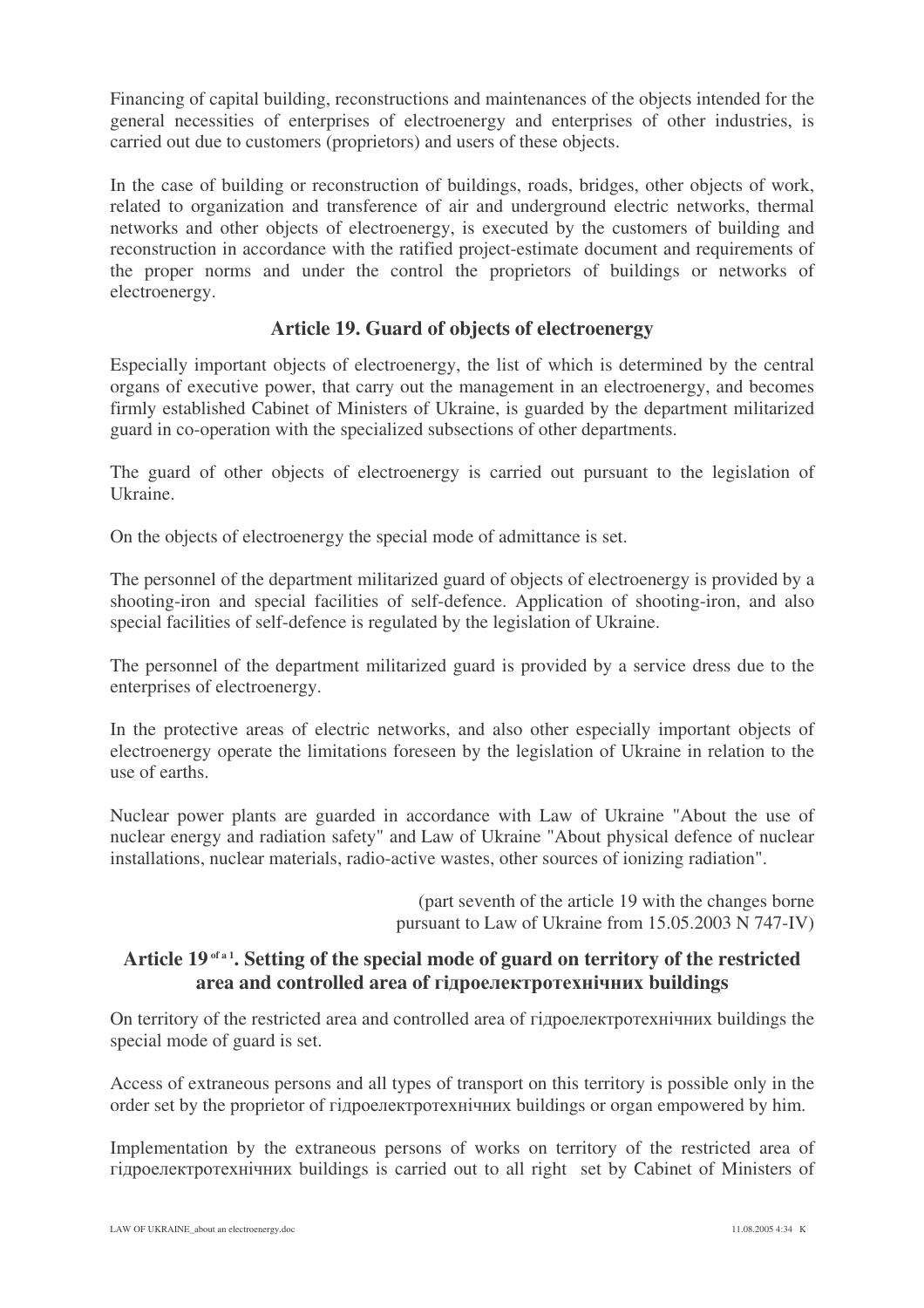Financing of capital building, reconstructions and maintenances of the objects intended for the general necessities of enterprises of electroenergy and enterprises of other industries, is carried out due to customers (proprietors) and users of these objects.

In the case of building or reconstruction of buildings, roads, bridges, other objects of work, related to organization and transference of air and underground electric networks, thermal networks and other objects of electroenergy, is executed by the customers of building and reconstruction in accordance with the ratified project-estimate document and requirements of the proper norms and under the control the proprietors of buildings or networks of electroenergy.

### Article 19. Guard of objects of electroenergy

Especially important objects of electroenergy, the list of which is determined by the central organs of executive power, that carry out the management in an electroenergy, and becomes firmly established Cabinet of Ministers of Ukraine, is guarded by the department militarized guard in co-operation with the specialized subsections of other departments.

The guard of other objects of electroenergy is carried out pursuant to the legislation of Ukraine.

On the objects of electroenergy the special mode of admittance is set.

The personnel of the department militarized guard of objects of electroenergy is provided by a shooting-iron and special facilities of self-defence. Application of shooting-iron, and also special facilities of self-defence is regulated by the legislation of Ukraine.

The personnel of the department militarized guard is provided by a service dress due to the enterprises of electroenergy.

In the protective areas of electric networks, and also other especially important objects of electroenergy operate the limitations foreseen by the legislation of Ukraine in relation to the use of earths.

Nuclear power plants are guarded in accordance with Law of Ukraine "About the use of nuclear energy and radiation safety" and Law of Ukraine "About physical defence of nuclear installations, nuclear materials, radio-active wastes, other sources of ionizing radiation".

(part seventh of the article 19 with the changes borne pursuant to Law of Ukraine from 15.05.2003 N 747-IV)

### Article 19 of a 1. Setting of the special mode of guard on territory of the restricted area and controlled area of гідроелектротехнічних buildings

On territory of the restricted area and controlled area of гідроелектротехнічних buildings the special mode of guard is set.

Access of extraneous persons and all types of transport on this territory is possible only in the order set by the proprietor of гідроелектротехнічних buildings or organ empowered by him.

Implementation by the extraneous persons of works on territory of the restricted area of гідроелектротехнічних buildings is carried out to all right set by Cabinet of Ministers of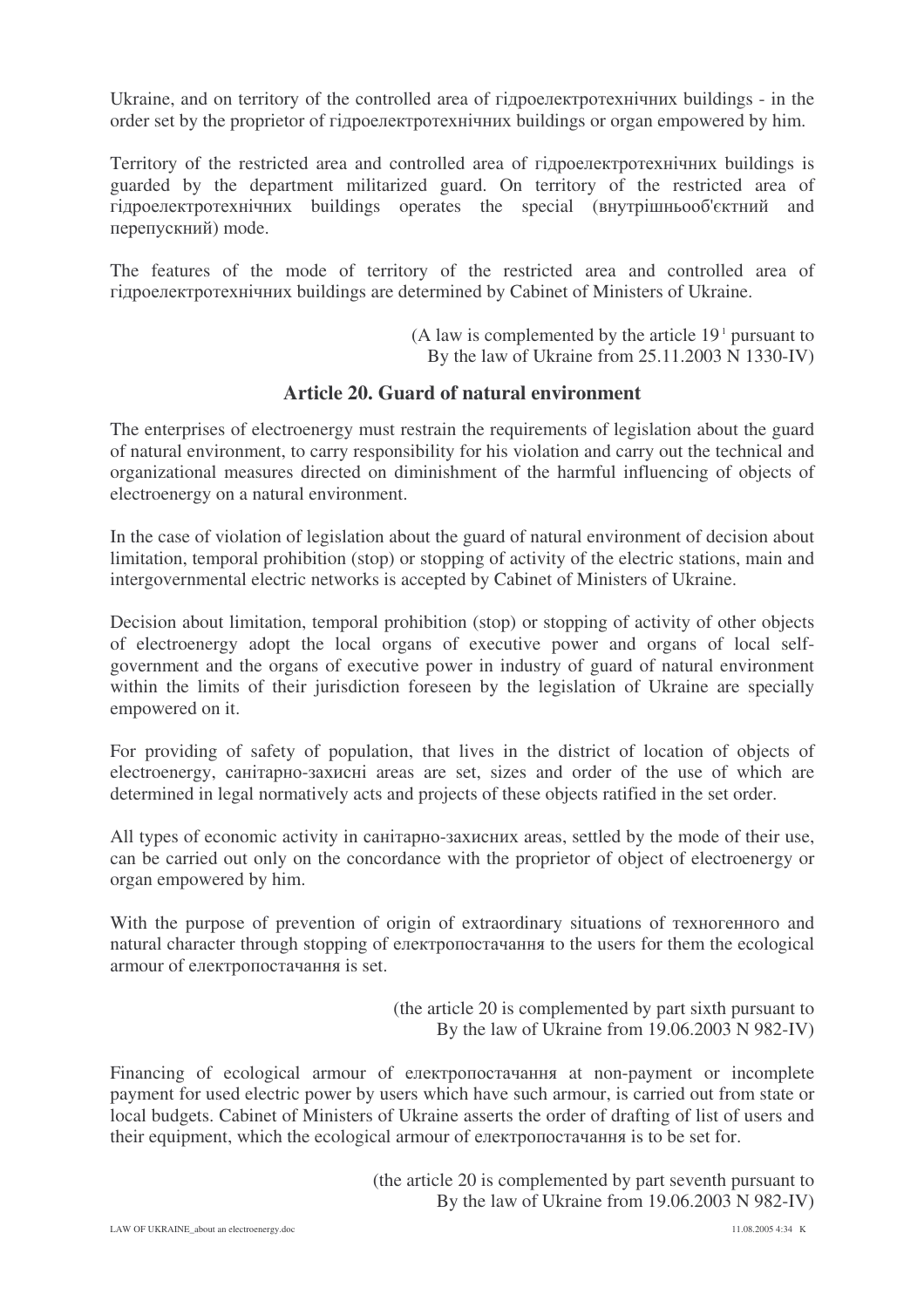Ukraine, and on territory of the controlled area of гідроелектротехнічних buildings - in the order set by the proprietor of гідроелектротехнічних buildings or organ empowered by him.

Territory of the restricted area and controlled area of гідроелектротехнічних buildings is guarded by the department militarized guard. On territory of the restricted area of гідроелектротехнічних buildings operates the special (внутрішньооб'єктний and перепускний) mode.

The features of the mode of territory of the restricted area and controlled area of гідроелектротехнічних buildings are determined by Cabinet of Ministers of Ukraine.

(A law is complemented by the article 19[1] pursuant to By the law of Ukraine from 25.11.2003 N 1330-IV)

## Article 20. Guard of natural environment

The enterprises of electroenergy must restrain the requirements of legislation about the guard of natural environment, to carry responsibility for his violation and carry out the technical and organizational measures directed on diminishment of the harmful influencing of objects of electroenergy on a natural environment.

In the case of violation of legislation about the guard of natural environment of decision about limitation, temporal prohibition (stop) or stopping of activity of the electric stations, main and intergovernmental electric networks is accepted by Cabinet of Ministers of Ukraine.

Decision about limitation, temporal prohibition (stop) or stopping of activity of other objects of electroenergy adopt the local organs of executive power and organs of local self-government and the organs of executive power in industry of guard of natural environment within the limits of their jurisdiction foreseen by the legislation of Ukraine are specially empowered on it.

For providing of safety of population, that lives in the district of location of objects of electroenergy, санітарно-захисні areas are set, sizes and order of the use of which are determined in legal normatively acts and projects of these objects ratified in the set order.

All types of economic activity in санітарно-захисних areas, settled by the mode of their use, can be carried out only on the concordance with the proprietor of object of electroenergy or organ empowered by him.

With the purpose of prevention of origin of extraordinary situations of техногенного and natural character through stopping of електропостачання to the users for them the ecological armour of електропостачання is set.

(the article 20 is complemented by part sixth pursuant to By the law of Ukraine from 19.06.2003 N 982-IV)

Financing of ecological armour of електропостачання at non-payment or incomplete payment for used electric power by users which have such armour, is carried out from state or local budgets. Cabinet of Ministers of Ukraine asserts the order of drafting of list of users and their equipment, which the ecological armour of електропостачання is to be set for.

(the article 20 is complemented by part seventh pursuant to By the law of Ukraine from 19.06.2003 N 982-IV)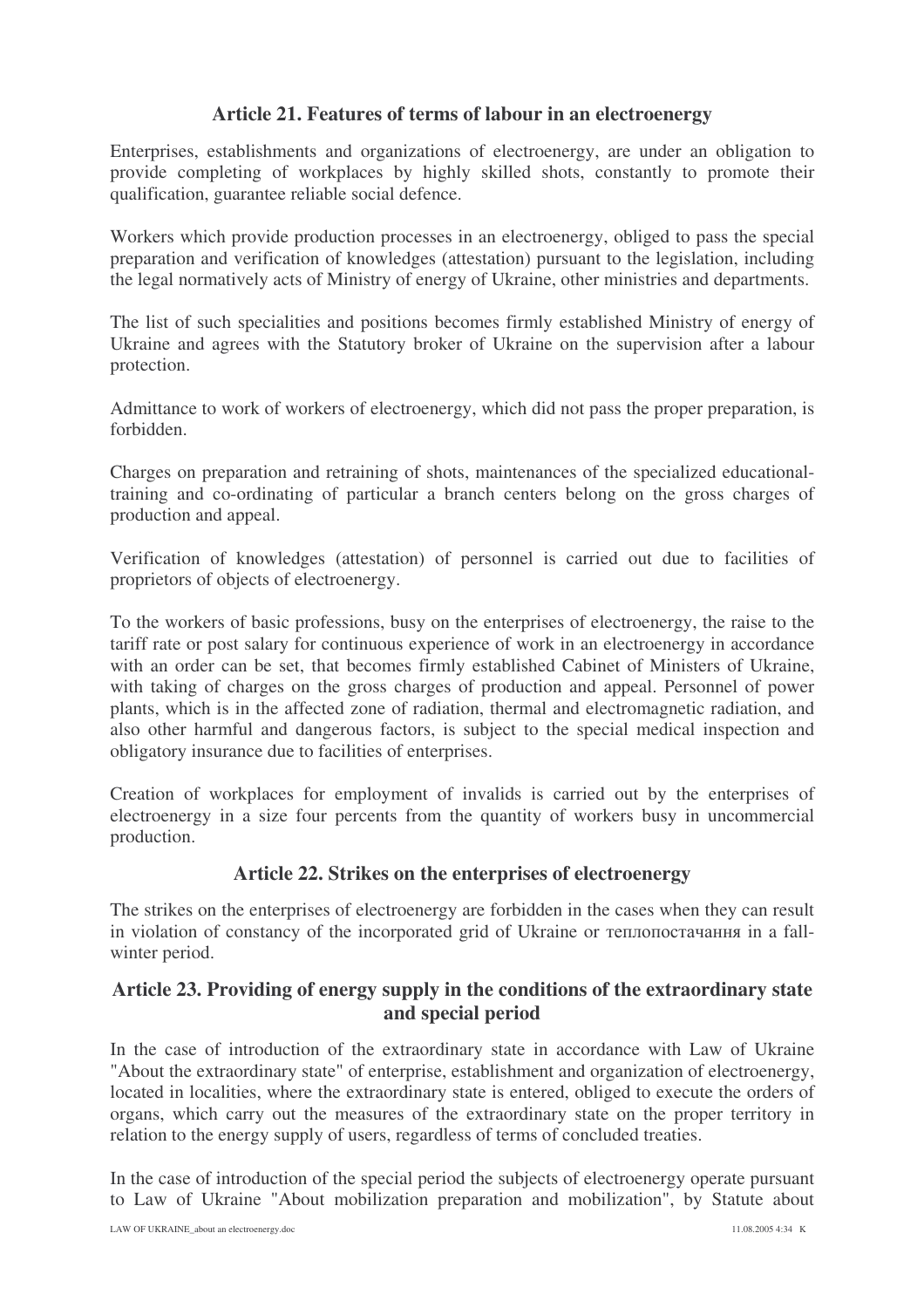## Article 21. Features of terms of labour in an electroenergy

Enterprises, establishments and organizations of electroenergy, are under an obligation to provide completing of workplaces by highly skilled shots, constantly to promote their qualification, guarantee reliable social defence.

Workers which provide production processes in an electroenergy, obliged to pass the special preparation and verification of knowledges (attestation) pursuant to the legislation, including the legal normatively acts of Ministry of energy of Ukraine, other ministries and departments.

The list of such specialities and positions becomes firmly established Ministry of energy of Ukraine and agrees with the Statutory broker of Ukraine on the supervision after a labour protection.

Admittance to work of workers of electroenergy, which did not pass the proper preparation, is forbidden.

Charges on preparation and retraining of shots, maintenances of the specialized educational-training and co-ordinating of particular a branch centers belong on the gross charges of production and appeal.

Verification of knowledges (attestation) of personnel is carried out due to facilities of proprietors of objects of electroenergy.

To the workers of basic professions, busy on the enterprises of electroenergy, the raise to the tariff rate or post salary for continuous experience of work in an electroenergy in accordance with an order can be set, that becomes firmly established Cabinet of Ministers of Ukraine, with taking of charges on the gross charges of production and appeal. Personnel of power plants, which is in the affected zone of radiation, thermal and electromagnetic radiation, and also other harmful and dangerous factors, is subject to the special medical inspection and obligatory insurance due to facilities of enterprises.

Creation of workplaces for employment of invalids is carried out by the enterprises of electroenergy in a size four percents from the quantity of workers busy in uncommercial production.

## Article 22. Strikes on the enterprises of electroenergy

The strikes on the enterprises of electroenergy are forbidden in the cases when they can result in violation of constancy of the incorporated grid of Ukraine or теплопостачання in a fall-winter period.

## Article 23. Providing of energy supply in the conditions of the extraordinary state and special period

In the case of introduction of the extraordinary state in accordance with Law of Ukraine "About the extraordinary state" of enterprise, establishment and organization of electroenergy, located in localities, where the extraordinary state is entered, obliged to execute the orders of organs, which carry out the measures of the extraordinary state on the proper territory in relation to the energy supply of users, regardless of terms of concluded treaties.

In the case of introduction of the special period the subjects of electroenergy operate pursuant to Law of Ukraine "About mobilization preparation and mobilization", by Statute about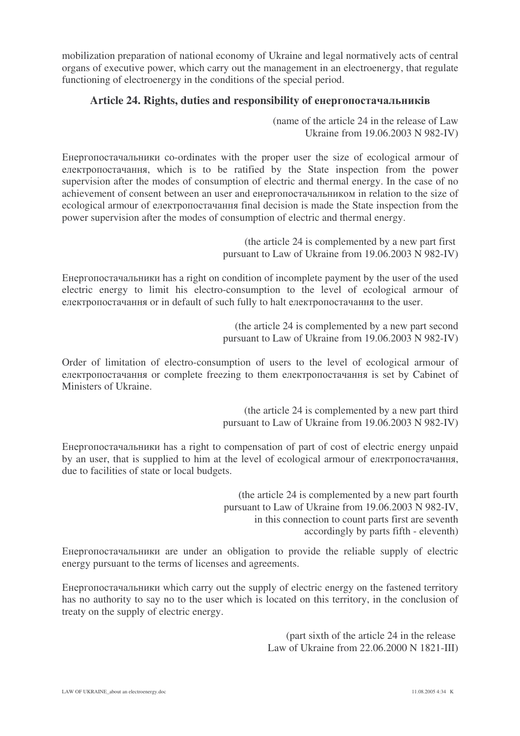mobilization preparation of national economy of Ukraine and legal normatively acts of central organs of executive power, which carry out the management in an electroenergy, that regulate functioning of electroenergy in the conditions of the special period.

### Article 24. Rights, duties and responsibility of енергопостачальників

(name of the article 24 in the release of Law Ukraine from 19.06.2003 N 982-IV)

Енергопостачальники co-ordinates with the proper user the size of ecological armour of електропостачання, which is to be ratified by the State inspection from the power supervision after the modes of consumption of electric and thermal energy. In the case of no achievement of consent between an user and енергопостачальником in relation to the size of ecological armour of електропостачання final decision is made the State inspection from the power supervision after the modes of consumption of electric and thermal energy.

(the article 24 is complemented by a new part first pursuant to Law of Ukraine from 19.06.2003 N 982-IV)

Енергопостачальники has a right on condition of incomplete payment by the user of the used electric energy to limit his electro-consumption to the level of ecological armour of електропостачання or in default of such fully to halt електропостачання to the user.

(the article 24 is complemented by a new part second pursuant to Law of Ukraine from 19.06.2003 N 982-IV)

Order of limitation of electro-consumption of users to the level of ecological armour of електропостачання or complete freezing to them електропостачання is set by Cabinet of Ministers of Ukraine.

(the article 24 is complemented by a new part third pursuant to Law of Ukraine from 19.06.2003 N 982-IV)

Енергопостачальники has a right to compensation of part of cost of electric energy unpaid by an user, that is supplied to him at the level of ecological armour of електропостачання, due to facilities of state or local budgets.

(the article 24 is complemented by a new part fourth pursuant to Law of Ukraine from 19.06.2003 N 982-IV, in this connection to count parts first are seventh accordingly by parts fifth - eleventh)

Енергопостачальники are under an obligation to provide the reliable supply of electric energy pursuant to the terms of licenses and agreements.

Енергопостачальники which carry out the supply of electric energy on the fastened territory has no authority to say no to the user which is located on this territory, in the conclusion of treaty on the supply of electric energy.

(part sixth of the article 24 in the release Law of Ukraine from 22.06.2000 N 1821-III)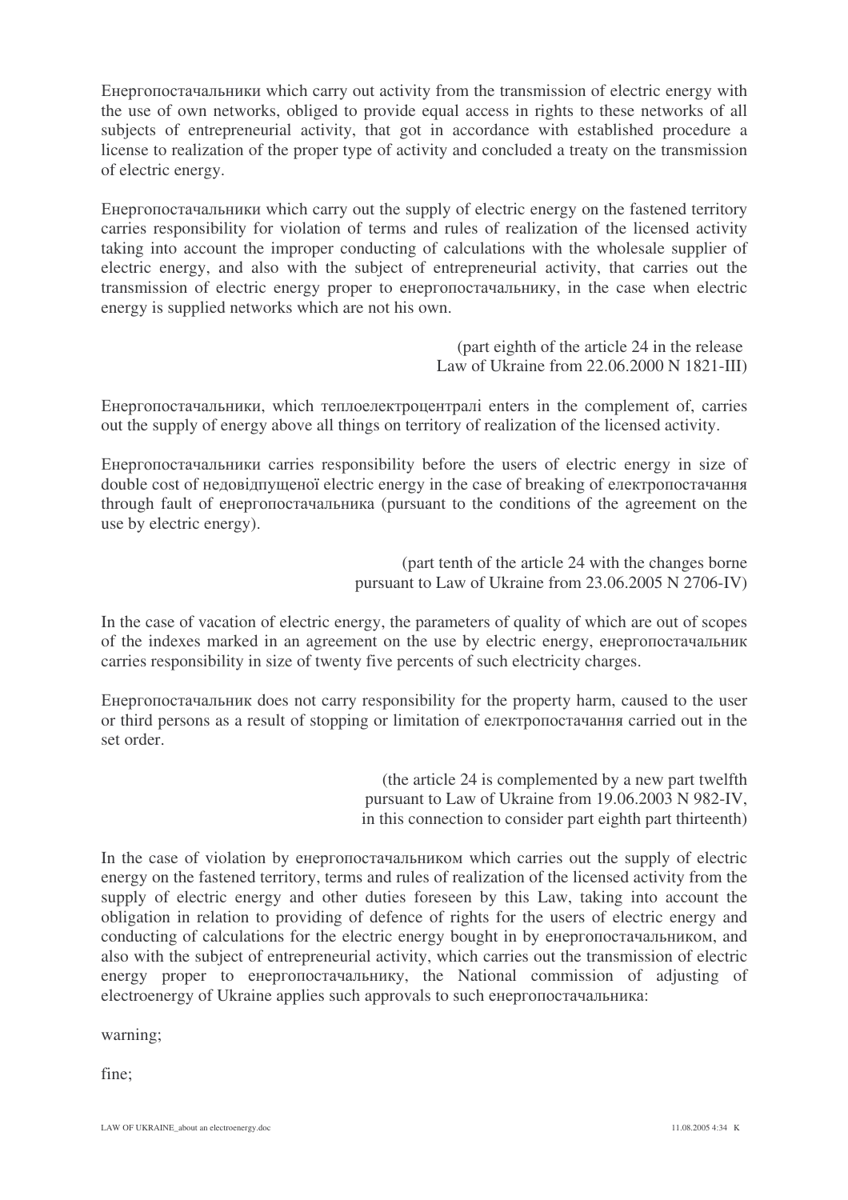Енергопостачальники which carry out activity from the transmission of electric energy with the use of own networks, obliged to provide equal access in rights to these networks of all subjects of entrepreneurial activity, that got in accordance with established procedure a license to realization of the proper type of activity and concluded a treaty on the transmission of electric energy.

Енергопостачальники which carry out the supply of electric energy on the fastened territory carries responsibility for violation of terms and rules of realization of the licensed activity taking into account the improper conducting of calculations with the wholesale supplier of electric energy, and also with the subject of entrepreneurial activity, that carries out the transmission of electric energy proper to енергопостачальнику, in the case when electric energy is supplied networks which are not his own.

(part eighth of the article 24 in the release
Law of Ukraine from 22.06.2000 N 1821-III)

Енергопостачальники, which теплоелектроцентралі enters in the complement of, carries out the supply of energy above all things on territory of realization of the licensed activity.

Енергопостачальники carries responsibility before the users of electric energy in size of double cost of недовідпущеної electric energy in the case of breaking of електропостачання through fault of енергопостачальника (pursuant to the conditions of the agreement on the use by electric energy).

(part tenth of the article 24 with the changes borne
pursuant to Law of Ukraine from 23.06.2005 N 2706-IV)

In the case of vacation of electric energy, the parameters of quality of which are out of scopes of the indexes marked in an agreement on the use by electric energy, енергопостачальник carries responsibility in size of twenty five percents of such electricity charges.

Енергопостачальник does not carry responsibility for the property harm, caused to the user or third persons as a result of stopping or limitation of електропостачання carried out in the set order.

(the article 24 is complemented by a new part twelfth
pursuant to Law of Ukraine from 19.06.2003 N 982-IV,
in this connection to consider part eighth part thirteenth)

In the case of violation by енергопостачальником which carries out the supply of electric energy on the fastened territory, terms and rules of realization of the licensed activity from the supply of electric energy and other duties foreseen by this Law, taking into account the obligation in relation to providing of defence of rights for the users of electric energy and conducting of calculations for the electric energy bought in by енергопостачальником, and also with the subject of entrepreneurial activity, which carries out the transmission of electric energy proper to енергопостачальнику, the National commission of adjusting of electroenergy of Ukraine applies such approvals to such енергопостачальника:

warning;

fine;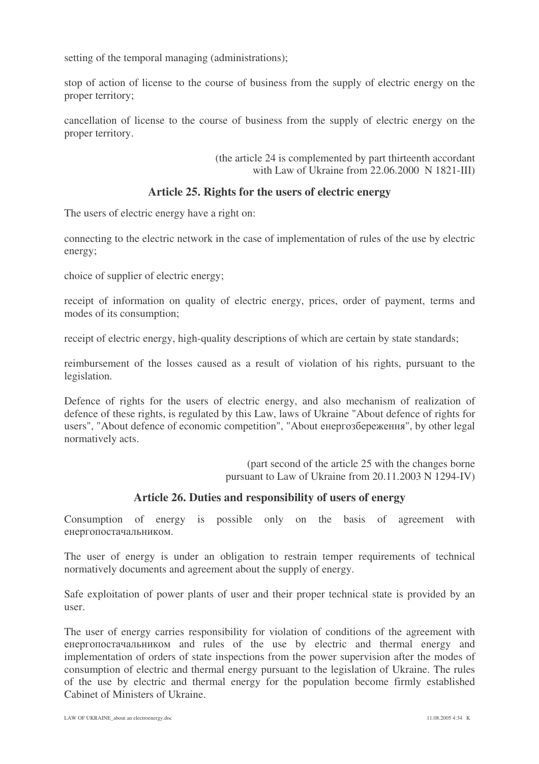setting of the temporal managing (administrations);

stop of action of license to the course of business from the supply of electric energy on the proper territory;

cancellation of license to the course of business from the supply of electric energy on the proper territory.

(the article 24 is complemented by part thirteenth accordant with Law of Ukraine from 22.06.2000 N 1821-III)

## Article 25. Rights for the users of electric energy

The users of electric energy have a right on:

connecting to the electric network in the case of implementation of rules of the use by electric energy;

choice of supplier of electric energy;

receipt of information on quality of electric energy, prices, order of payment, terms and modes of its consumption;

receipt of electric energy, high-quality descriptions of which are certain by state standards;

reimbursement of the losses caused as a result of violation of his rights, pursuant to the legislation.

Defence of rights for the users of electric energy, and also mechanism of realization of defence of these rights, is regulated by this Law, laws of Ukraine "About defence of rights for users", "About defence of economic competition", "About енергозбереження", by other legal normatively acts.

(part second of the article 25 with the changes borne pursuant to Law of Ukraine from 20.11.2003 N 1294-IV)

## Article 26. Duties and responsibility of users of energy

Consumption of energy is possible only on the basis of agreement with енергопостачальником.

The user of energy is under an obligation to restrain temper requirements of technical normatively documents and agreement about the supply of energy.

Safe exploitation of power plants of user and their proper technical state is provided by an user.

The user of energy carries responsibility for violation of conditions of the agreement with енергопостачальником and rules of the use by electric and thermal energy and implementation of orders of state inspections from the power supervision after the modes of consumption of electric and thermal energy pursuant to the legislation of Ukraine. The rules of the use by electric and thermal energy for the population become firmly established Cabinet of Ministers of Ukraine.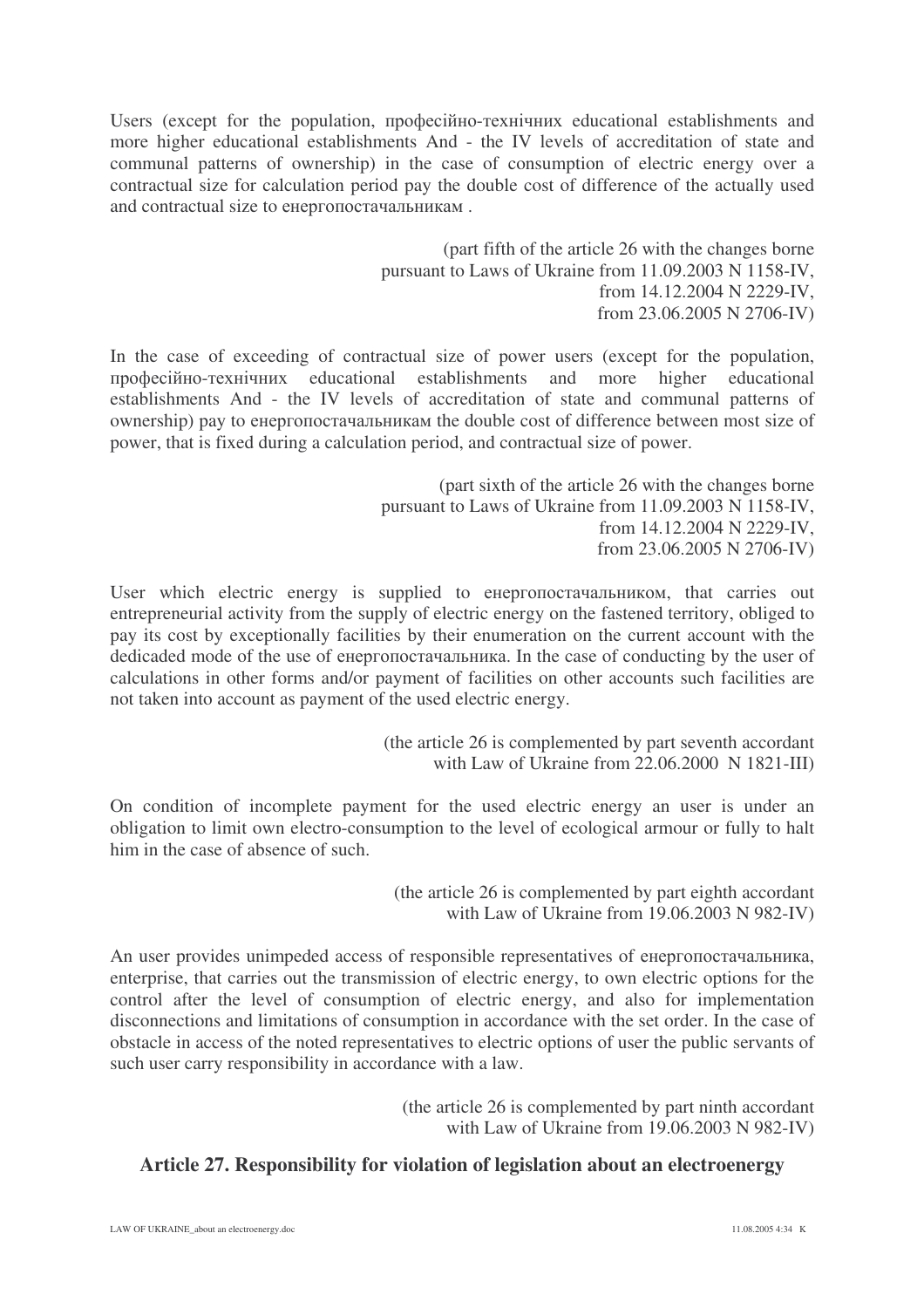Users (except for the population, професійно-технічних educational establishments and more higher educational establishments And - the IV levels of accreditation of state and communal patterns of ownership) in the case of consumption of electric energy over a contractual size for calculation period pay the double cost of difference of the actually used and contractual size to енергопостачальникам .

(part fifth of the article 26 with the changes borne pursuant to Laws of Ukraine from 11.09.2003 N 1158-IV, from 14.12.2004 N 2229-IV, from 23.06.2005 N 2706-IV)

In the case of exceeding of contractual size of power users (except for the population, професійно-технічних educational establishments and more higher educational establishments And - the IV levels of accreditation of state and communal patterns of ownership) pay to енергопостачальникам the double cost of difference between most size of power, that is fixed during a calculation period, and contractual size of power.

(part sixth of the article 26 with the changes borne pursuant to Laws of Ukraine from 11.09.2003 N 1158-IV, from 14.12.2004 N 2229-IV, from 23.06.2005 N 2706-IV)

User which electric energy is supplied to енергопостачальником, that carries out entrepreneurial activity from the supply of electric energy on the fastened territory, obliged to pay its cost by exceptionally facilities by their enumeration on the current account with the dedicaded mode of the use of енергопостачальника. In the case of conducting by the user of calculations in other forms and/or payment of facilities on other accounts such facilities are not taken into account as payment of the used electric energy.

(the article 26 is complemented by part seventh accordant with Law of Ukraine from 22.06.2000 N 1821-III)

On condition of incomplete payment for the used electric energy an user is under an obligation to limit own electro-consumption to the level of ecological armour or fully to halt him in the case of absence of such.

(the article 26 is complemented by part eighth accordant with Law of Ukraine from 19.06.2003 N 982-IV)

An user provides unimpeded access of responsible representatives of енергопостачальника, enterprise, that carries out the transmission of electric energy, to own electric options for the control after the level of consumption of electric energy, and also for implementation disconnections and limitations of consumption in accordance with the set order. In the case of obstacle in access of the noted representatives to electric options of user the public servants of such user carry responsibility in accordance with a law.

(the article 26 is complemented by part ninth accordant with Law of Ukraine from 19.06.2003 N 982-IV)

## Article 27. Responsibility for violation of legislation about an electroenergy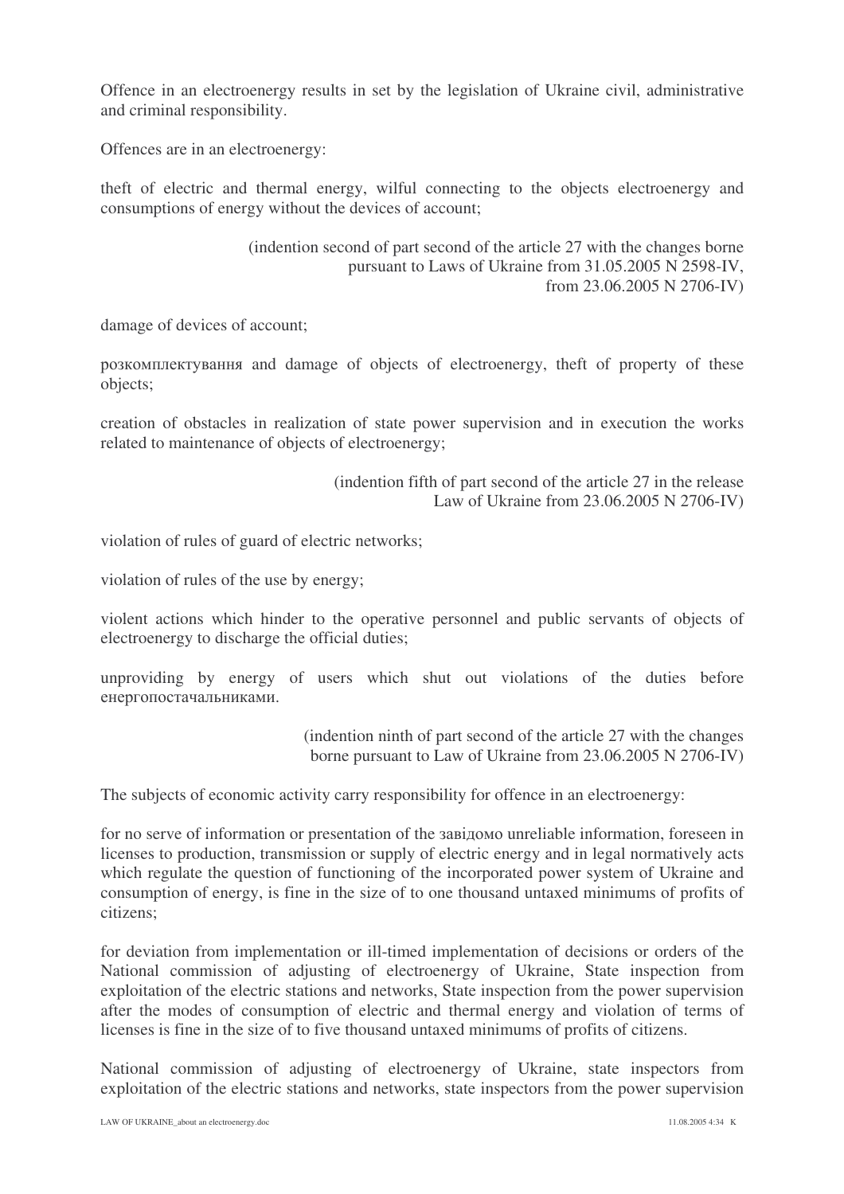Offence in an electroenergy results in set by the legislation of Ukraine civil, administrative and criminal responsibility.

Offences are in an electroenergy:

theft of electric and thermal energy, wilful connecting to the objects electroenergy and consumptions of energy without the devices of account;

(indention second of part second of the article 27 with the changes borne pursuant to Laws of Ukraine from 31.05.2005 N 2598-IV, from 23.06.2005 N 2706-IV)

damage of devices of account;

розкомплектування and damage of objects of electroenergy, theft of property of these objects;

creation of obstacles in realization of state power supervision and in execution the works related to maintenance of objects of electroenergy;

(indention fifth of part second of the article 27 in the release Law of Ukraine from 23.06.2005 N 2706-IV)

violation of rules of guard of electric networks;

violation of rules of the use by energy;

violent actions which hinder to the operative personnel and public servants of objects of electroenergy to discharge the official duties;

unproviding by energy of users which shut out violations of the duties before енергопостачальниками.

(indention ninth of part second of the article 27 with the changes borne pursuant to Law of Ukraine from 23.06.2005 N 2706-IV)

The subjects of economic activity carry responsibility for offence in an electroenergy:

for no serve of information or presentation of the завідомо unreliable information, foreseen in licenses to production, transmission or supply of electric energy and in legal normatively acts which regulate the question of functioning of the incorporated power system of Ukraine and consumption of energy, is fine in the size of to one thousand untaxed minimums of profits of citizens;

for deviation from implementation or ill-timed implementation of decisions or orders of the National commission of adjusting of electroenergy of Ukraine, State inspection from exploitation of the electric stations and networks, State inspection from the power supervision after the modes of consumption of electric and thermal energy and violation of terms of licenses is fine in the size of to five thousand untaxed minimums of profits of citizens.

National commission of adjusting of electroenergy of Ukraine, state inspectors from exploitation of the electric stations and networks, state inspectors from the power supervision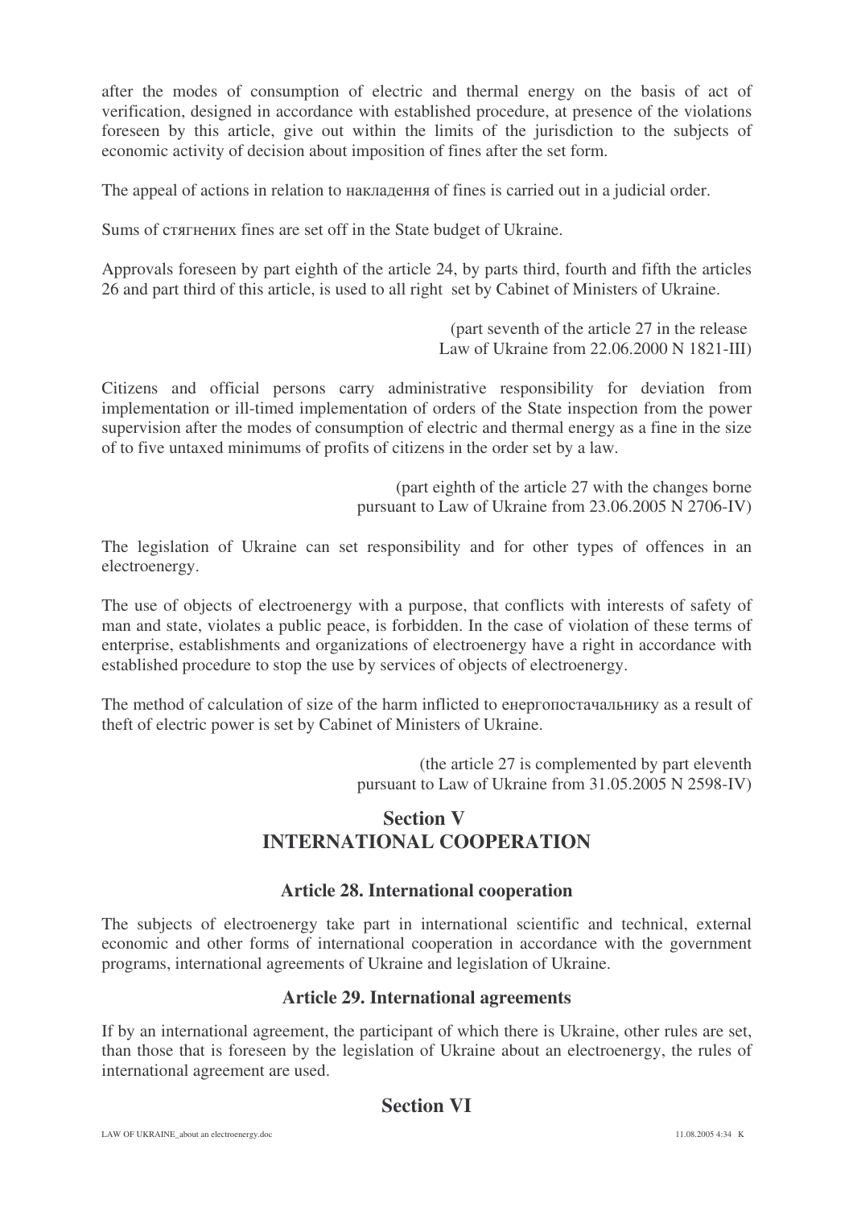after the modes of consumption of electric and thermal energy on the basis of act of verification, designed in accordance with established procedure, at presence of the violations foreseen by this article, give out within the limits of the jurisdiction to the subjects of economic activity of decision about imposition of fines after the set form.

The appeal of actions in relation to накладення of fines is carried out in a judicial order.

Sums of стягнених fines are set off in the State budget of Ukraine.

Approvals foreseen by part eighth of the article 24, by parts third, fourth and fifth the articles 26 and part third of this article, is used to all right set by Cabinet of Ministers of Ukraine.

(part seventh of the article 27 in the release Law of Ukraine from 22.06.2000 N 1821-III)

Citizens and official persons carry administrative responsibility for deviation from implementation or ill-timed implementation of orders of the State inspection from the power supervision after the modes of consumption of electric and thermal energy as a fine in the size of to five untaxed minimums of profits of citizens in the order set by a law.

(part eighth of the article 27 with the changes borne pursuant to Law of Ukraine from 23.06.2005 N 2706-IV)

The legislation of Ukraine can set responsibility and for other types of offences in an electroenergy.

The use of objects of electroenergy with a purpose, that conflicts with interests of safety of man and state, violates a public peace, is forbidden. In the case of violation of these terms of enterprise, establishments and organizations of electroenergy have a right in accordance with established procedure to stop the use by services of objects of electroenergy.

The method of calculation of size of the harm inflicted to енергопостачальнику as a result of theft of electric power is set by Cabinet of Ministers of Ukraine.

(the article 27 is complemented by part eleventh pursuant to Law of Ukraine from 31.05.2005 N 2598-IV)

## Section V
## INTERNATIONAL COOPERATION

### Article 28. International cooperation

The subjects of electroenergy take part in international scientific and technical, external economic and other forms of international cooperation in accordance with the government programs, international agreements of Ukraine and legislation of Ukraine.

### Article 29. International agreements

If by an international agreement, the participant of which there is Ukraine, other rules are set, than those that is foreseen by the legislation of Ukraine about an electroenergy, the rules of international agreement are used.

## Section VI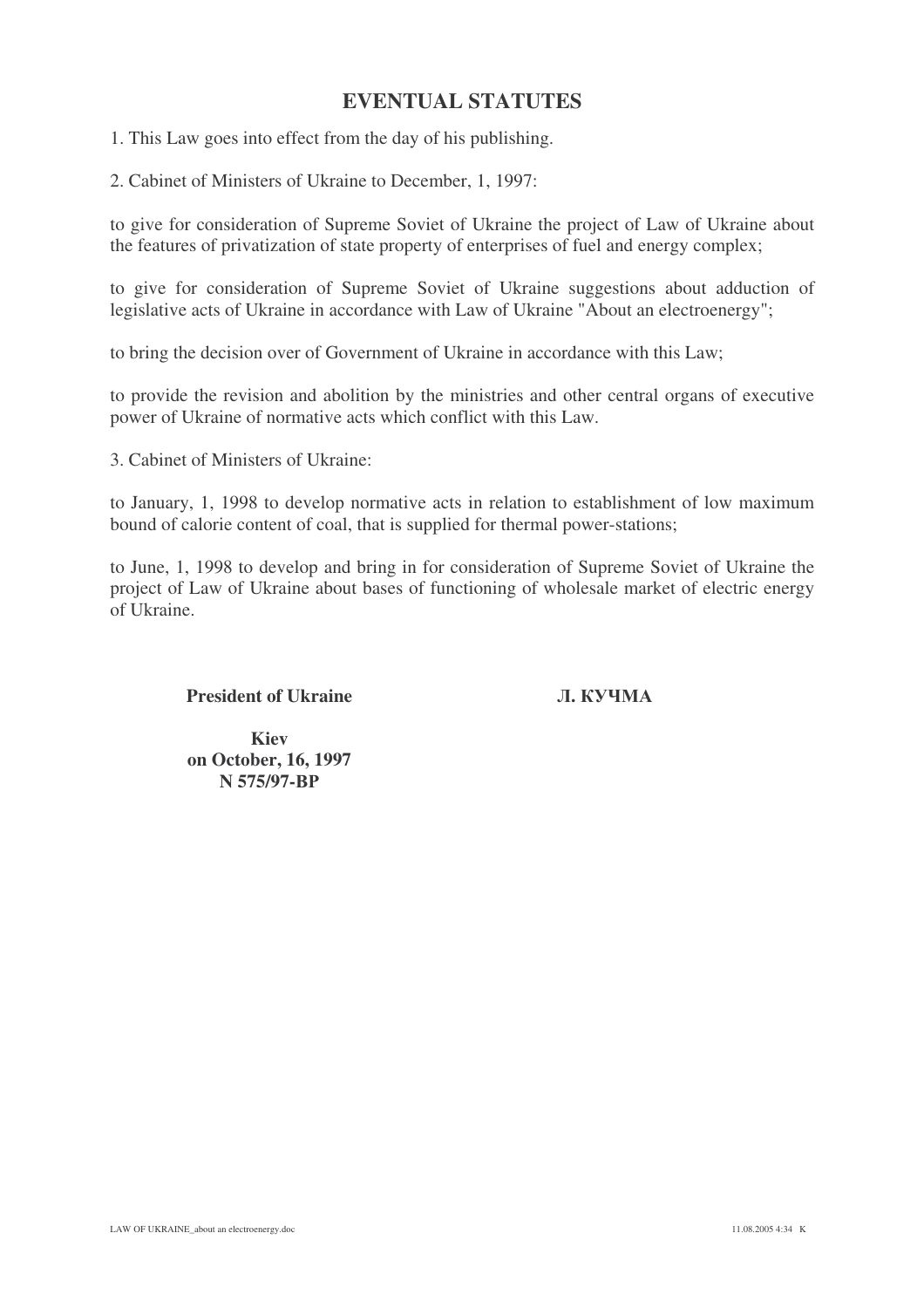## EVENTUAL STATUTES

1. This Law goes into effect from the day of his publishing.

2. Cabinet of Ministers of Ukraine to December, 1, 1997:

to give for consideration of Supreme Soviet of Ukraine the project of Law of Ukraine about the features of privatization of state property of enterprises of fuel and energy complex;

to give for consideration of Supreme Soviet of Ukraine suggestions about adduction of legislative acts of Ukraine in accordance with Law of Ukraine "About an electroenergy";

to bring the decision over of Government of Ukraine in accordance with this Law;

to provide the revision and abolition by the ministries and other central organs of executive power of Ukraine of normative acts which conflict with this Law.

3. Cabinet of Ministers of Ukraine:

to January, 1, 1998 to develop normative acts in relation to establishment of low maximum bound of calorie content of coal, that is supplied for thermal power-stations;

to June, 1, 1998 to develop and bring in for consideration of Supreme Soviet of Ukraine the project of Law of Ukraine about bases of functioning of wholesale market of electric energy of Ukraine.

**President of Ukraine** **Л. КУЧМА**

**Kiev**
**on October, 16, 1997**
**N 575/97-BP**